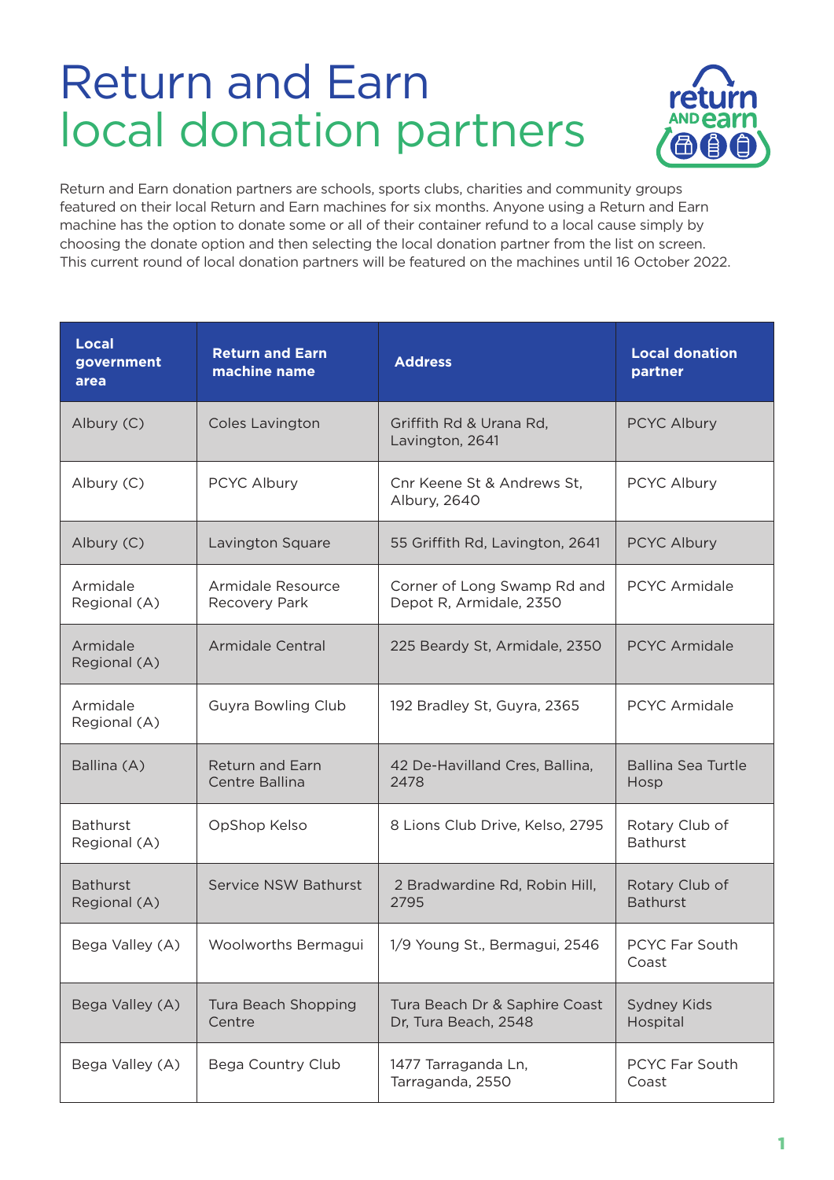# Return and Earn local donation partners

Return and Earn donation partners are schools, sports clubs, charities and community groups featured on their local Return and Earn machines for six months. Anyone using a Return and Earn machine has the option to donate some or all of their container refund to a local cause simply by choosing the donate option and then selecting the local donation partner from the list on screen. This current round of local donation partners will be featured on the machines until 16 October 2022.

| Local government area | Return and Earn machine name | Address | Local donation partner |
|---|---|---|---|
| Albury (C) | Coles Lavington | Griffith Rd & Urana Rd, Lavington, 2641 | PCYC Albury |
| Albury (C) | PCYC Albury | Cnr Keene St & Andrews St, Albury, 2640 | PCYC Albury |
| Albury (C) | Lavington Square | 55 Griffith Rd, Lavington, 2641 | PCYC Albury |
| Armidale Regional (A) | Armidale Resource Recovery Park | Corner of Long Swamp Rd and Depot R, Armidale, 2350 | PCYC Armidale |
| Armidale Regional (A) | Armidale Central | 225 Beardy St, Armidale, 2350 | PCYC Armidale |
| Armidale Regional (A) | Guyra Bowling Club | 192 Bradley St, Guyra, 2365 | PCYC Armidale |
| Ballina (A) | Return and Earn Centre Ballina | 42 De-Havilland Cres, Ballina, 2478 | Ballina Sea Turtle Hosp |
| Bathurst Regional (A) | OpShop Kelso | 8 Lions Club Drive, Kelso, 2795 | Rotary Club of Bathurst |
| Bathurst Regional (A) | Service NSW Bathurst | 2 Bradwardine Rd, Robin Hill, 2795 | Rotary Club of Bathurst |
| Bega Valley (A) | Woolworths Bermagui | 1/9 Young St., Bermagui, 2546 | PCYC Far South Coast |
| Bega Valley (A) | Tura Beach Shopping Centre | Tura Beach Dr & Saphire Coast Dr, Tura Beach, 2548 | Sydney Kids Hospital |
| Bega Valley (A) | Bega Country Club | 1477 Tarraganda Ln, Tarraganda, 2550 | PCYC Far South Coast |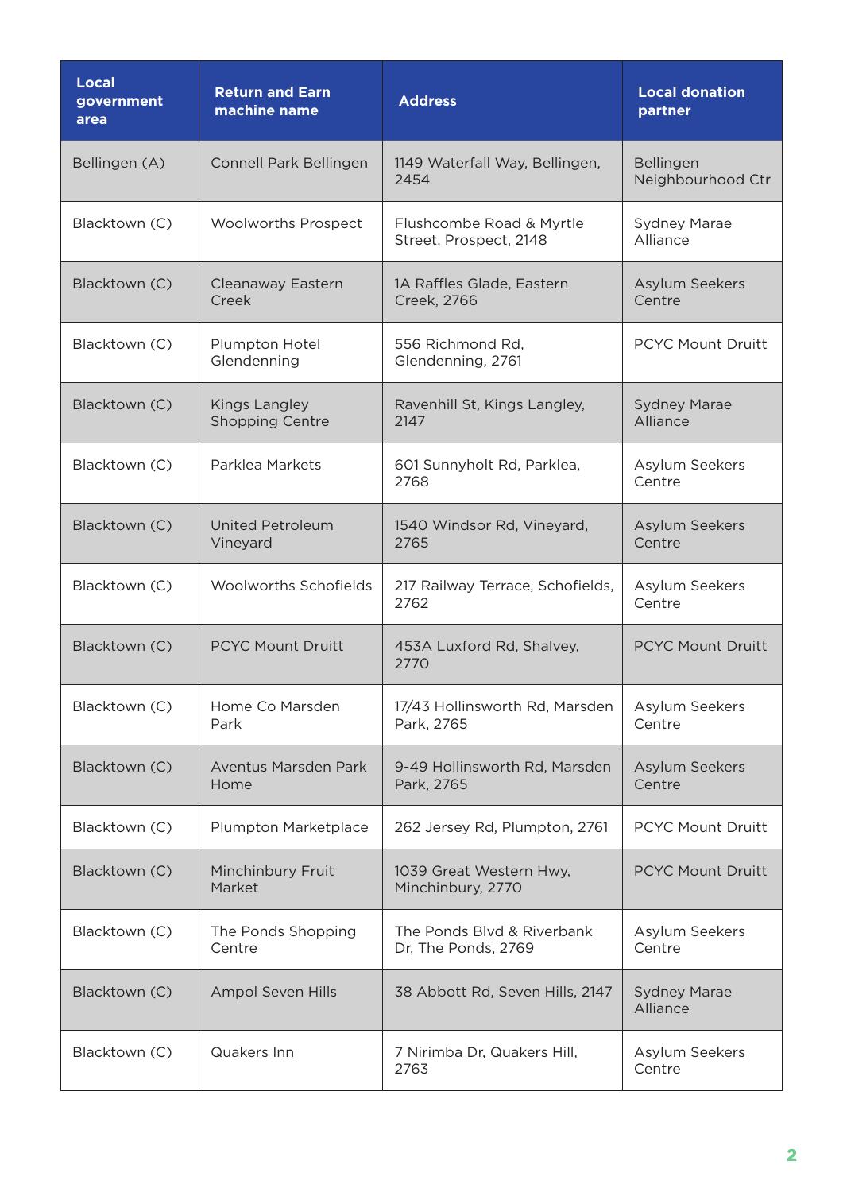| Local government area | Return and Earn machine name | Address | Local donation partner |
|---|---|---|---|
| Bellingen (A) | Connell Park Bellingen | 1149 Waterfall Way, Bellingen, 2454 | Bellingen Neighbourhood Ctr |
| Blacktown (C) | Woolworths Prospect | Flushcombe Road & Myrtle Street, Prospect, 2148 | Sydney Marae Alliance |
| Blacktown (C) | Cleanaway Eastern Creek | 1A Raffles Glade, Eastern Creek, 2766 | Asylum Seekers Centre |
| Blacktown (C) | Plumpton Hotel Glendenning | 556 Richmond Rd, Glendenning, 2761 | PCYC Mount Druitt |
| Blacktown (C) | Kings Langley Shopping Centre | Ravenhill St, Kings Langley, 2147 | Sydney Marae Alliance |
| Blacktown (C) | Parklea Markets | 601 Sunnyholt Rd, Parklea, 2768 | Asylum Seekers Centre |
| Blacktown (C) | United Petroleum Vineyard | 1540 Windsor Rd, Vineyard, 2765 | Asylum Seekers Centre |
| Blacktown (C) | Woolworths Schofields | 217 Railway Terrace, Schofields, 2762 | Asylum Seekers Centre |
| Blacktown (C) | PCYC Mount Druitt | 453A Luxford Rd, Shalvey, 2770 | PCYC Mount Druitt |
| Blacktown (C) | Home Co Marsden Park | 17/43 Hollinsworth Rd, Marsden Park, 2765 | Asylum Seekers Centre |
| Blacktown (C) | Aventus Marsden Park Home | 9-49 Hollinsworth Rd, Marsden Park, 2765 | Asylum Seekers Centre |
| Blacktown (C) | Plumpton Marketplace | 262 Jersey Rd, Plumpton, 2761 | PCYC Mount Druitt |
| Blacktown (C) | Minchinbury Fruit Market | 1039 Great Western Hwy, Minchinbury, 2770 | PCYC Mount Druitt |
| Blacktown (C) | The Ponds Shopping Centre | The Ponds Blvd & Riverbank Dr, The Ponds, 2769 | Asylum Seekers Centre |
| Blacktown (C) | Ampol Seven Hills | 38 Abbott Rd, Seven Hills, 2147 | Sydney Marae Alliance |
| Blacktown (C) | Quakers Inn | 7 Nirimba Dr, Quakers Hill, 2763 | Asylum Seekers Centre |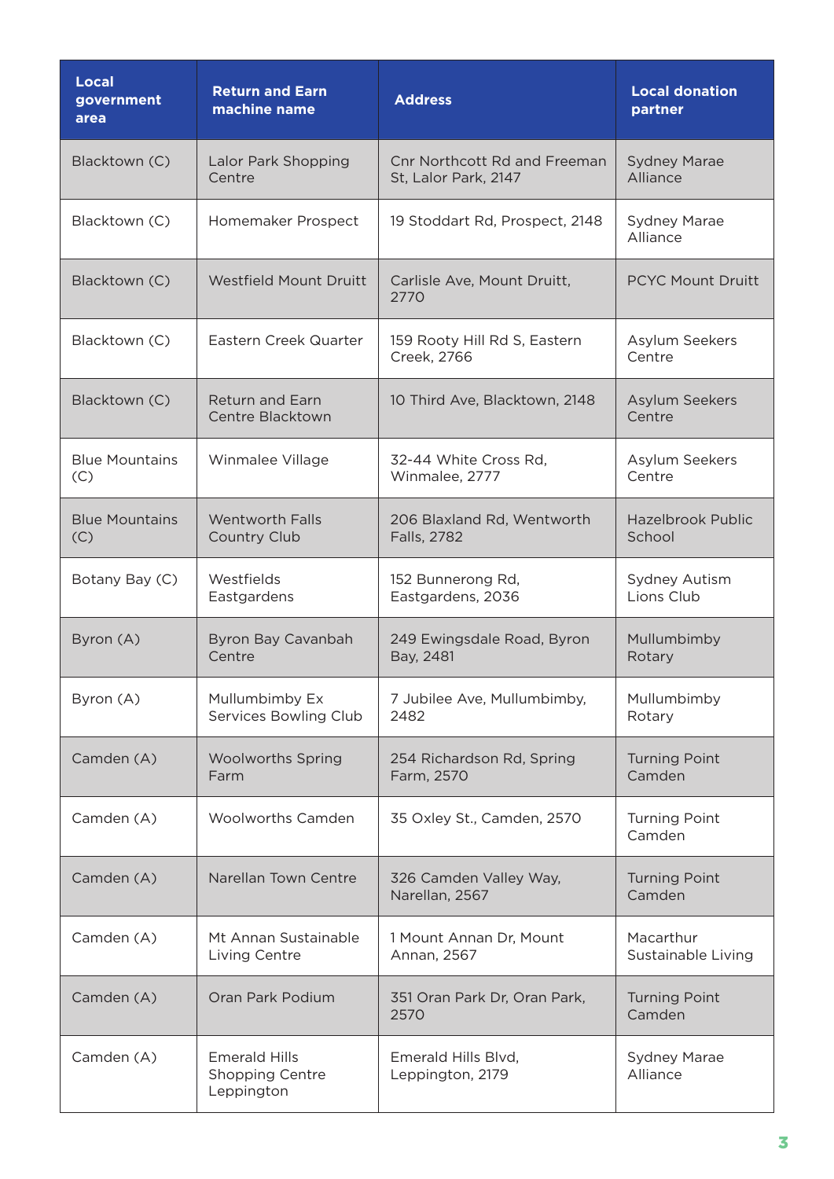| Local government area | Return and Earn machine name | Address | Local donation partner |
|---|---|---|---|
| Blacktown (C) | Lalor Park Shopping Centre | Cnr Northcott Rd and Freeman St, Lalor Park, 2147 | Sydney Marae Alliance |
| Blacktown (C) | Homemaker Prospect | 19 Stoddart Rd, Prospect, 2148 | Sydney Marae Alliance |
| Blacktown (C) | Westfield Mount Druitt | Carlisle Ave, Mount Druitt, 2770 | PCYC Mount Druitt |
| Blacktown (C) | Eastern Creek Quarter | 159 Rooty Hill Rd S, Eastern Creek, 2766 | Asylum Seekers Centre |
| Blacktown (C) | Return and Earn Centre Blacktown | 10 Third Ave, Blacktown, 2148 | Asylum Seekers Centre |
| Blue Mountains (C) | Winmalee Village | 32-44 White Cross Rd, Winmalee, 2777 | Asylum Seekers Centre |
| Blue Mountains (C) | Wentworth Falls Country Club | 206 Blaxland Rd, Wentworth Falls, 2782 | Hazelbrook Public School |
| Botany Bay (C) | Westfields Eastgardens | 152 Bunnerong Rd, Eastgardens, 2036 | Sydney Autism Lions Club |
| Byron (A) | Byron Bay Cavanbah Centre | 249 Ewingsdale Road, Byron Bay, 2481 | Mullumbimby Rotary |
| Byron (A) | Mullumbimby Ex Services Bowling Club | 7 Jubilee Ave, Mullumbimby, 2482 | Mullumbimby Rotary |
| Camden (A) | Woolworths Spring Farm | 254 Richardson Rd, Spring Farm, 2570 | Turning Point Camden |
| Camden (A) | Woolworths Camden | 35 Oxley St., Camden, 2570 | Turning Point Camden |
| Camden (A) | Narellan Town Centre | 326 Camden Valley Way, Narellan, 2567 | Turning Point Camden |
| Camden (A) | Mt Annan Sustainable Living Centre | 1 Mount Annan Dr, Mount Annan, 2567 | Macarthur Sustainable Living |
| Camden (A) | Oran Park Podium | 351 Oran Park Dr, Oran Park, 2570 | Turning Point Camden |
| Camden (A) | Emerald Hills Shopping Centre Leppington | Emerald Hills Blvd, Leppington, 2179 | Sydney Marae Alliance |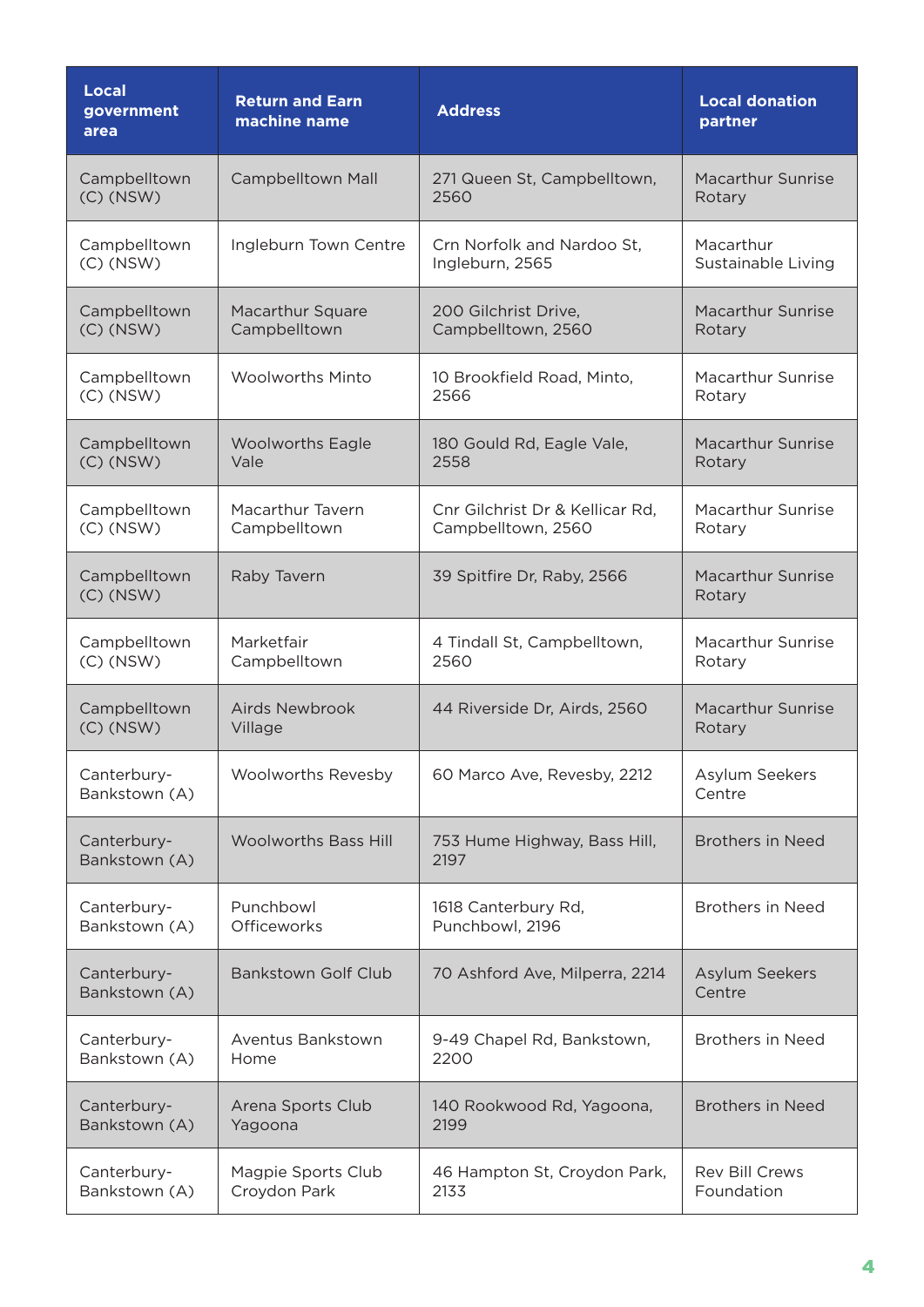| Local government area | Return and Earn machine name | Address | Local donation partner |
|---|---|---|---|
| Campbelltown (C) (NSW) | Campbelltown Mall | 271 Queen St, Campbelltown, 2560 | Macarthur Sunrise Rotary |
| Campbelltown (C) (NSW) | Ingleburn Town Centre | Crn Norfolk and Nardoo St, Ingleburn, 2565 | Macarthur Sustainable Living |
| Campbelltown (C) (NSW) | Macarthur Square Campbelltown | 200 Gilchrist Drive, Campbelltown, 2560 | Macarthur Sunrise Rotary |
| Campbelltown (C) (NSW) | Woolworths Minto | 10 Brookfield Road, Minto, 2566 | Macarthur Sunrise Rotary |
| Campbelltown (C) (NSW) | Woolworths Eagle Vale | 180 Gould Rd, Eagle Vale, 2558 | Macarthur Sunrise Rotary |
| Campbelltown (C) (NSW) | Macarthur Tavern Campbelltown | Cnr Gilchrist Dr & Kellicar Rd, Campbelltown, 2560 | Macarthur Sunrise Rotary |
| Campbelltown (C) (NSW) | Raby Tavern | 39 Spitfire Dr, Raby, 2566 | Macarthur Sunrise Rotary |
| Campbelltown (C) (NSW) | Marketfair Campbelltown | 4 Tindall St, Campbelltown, 2560 | Macarthur Sunrise Rotary |
| Campbelltown (C) (NSW) | Airds Newbrook Village | 44 Riverside Dr, Airds, 2560 | Macarthur Sunrise Rotary |
| Canterbury-Bankstown (A) | Woolworths Revesby | 60 Marco Ave, Revesby, 2212 | Asylum Seekers Centre |
| Canterbury-Bankstown (A) | Woolworths Bass Hill | 753 Hume Highway, Bass Hill, 2197 | Brothers in Need |
| Canterbury-Bankstown (A) | Punchbowl Officeworks | 1618 Canterbury Rd, Punchbowl, 2196 | Brothers in Need |
| Canterbury-Bankstown (A) | Bankstown Golf Club | 70 Ashford Ave, Milperra, 2214 | Asylum Seekers Centre |
| Canterbury-Bankstown (A) | Aventus Bankstown Home | 9-49 Chapel Rd, Bankstown, 2200 | Brothers in Need |
| Canterbury-Bankstown (A) | Arena Sports Club Yagoona | 140 Rookwood Rd, Yagoona, 2199 | Brothers in Need |
| Canterbury-Bankstown (A) | Magpie Sports Club Croydon Park | 46 Hampton St, Croydon Park, 2133 | Rev Bill Crews Foundation |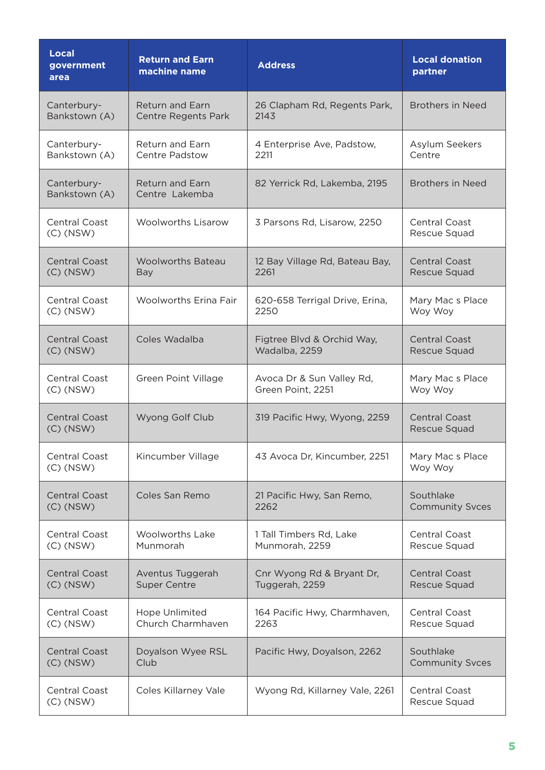| Local government area | Return and Earn machine name | Address | Local donation partner |
|---|---|---|---|
| Canterbury-Bankstown (A) | Return and Earn Centre Regents Park | 26 Clapham Rd, Regents Park, 2143 | Brothers in Need |
| Canterbury-Bankstown (A) | Return and Earn Centre Padstow | 4 Enterprise Ave, Padstow, 2211 | Asylum Seekers Centre |
| Canterbury-Bankstown (A) | Return and Earn Centre Lakemba | 82 Yerrick Rd, Lakemba, 2195 | Brothers in Need |
| Central Coast (C) (NSW) | Woolworths Lisarow | 3 Parsons Rd, Lisarow, 2250 | Central Coast Rescue Squad |
| Central Coast (C) (NSW) | Woolworths Bateau Bay | 12 Bay Village Rd, Bateau Bay, 2261 | Central Coast Rescue Squad |
| Central Coast (C) (NSW) | Woolworths Erina Fair | 620-658 Terrigal Drive, Erina, 2250 | Mary Mac s Place Woy Woy |
| Central Coast (C) (NSW) | Coles Wadalba | Figtree Blvd & Orchid Way, Wadalba, 2259 | Central Coast Rescue Squad |
| Central Coast (C) (NSW) | Green Point Village | Avoca Dr & Sun Valley Rd, Green Point, 2251 | Mary Mac s Place Woy Woy |
| Central Coast (C) (NSW) | Wyong Golf Club | 319 Pacific Hwy, Wyong, 2259 | Central Coast Rescue Squad |
| Central Coast (C) (NSW) | Kincumber Village | 43 Avoca Dr, Kincumber, 2251 | Mary Mac s Place Woy Woy |
| Central Coast (C) (NSW) | Coles San Remo | 21 Pacific Hwy, San Remo, 2262 | Southlake Community Svces |
| Central Coast (C) (NSW) | Woolworths Lake Munmorah | 1 Tall Timbers Rd, Lake Munmorah, 2259 | Central Coast Rescue Squad |
| Central Coast (C) (NSW) | Aventus Tuggerah Super Centre | Cnr Wyong Rd & Bryant Dr, Tuggerah, 2259 | Central Coast Rescue Squad |
| Central Coast (C) (NSW) | Hope Unlimited Church Charmhaven | 164 Pacific Hwy, Charmhaven, 2263 | Central Coast Rescue Squad |
| Central Coast (C) (NSW) | Doyalson Wyee RSL Club | Pacific Hwy, Doyalson, 2262 | Southlake Community Svces |
| Central Coast (C) (NSW) | Coles Killarney Vale | Wyong Rd, Killarney Vale, 2261 | Central Coast Rescue Squad |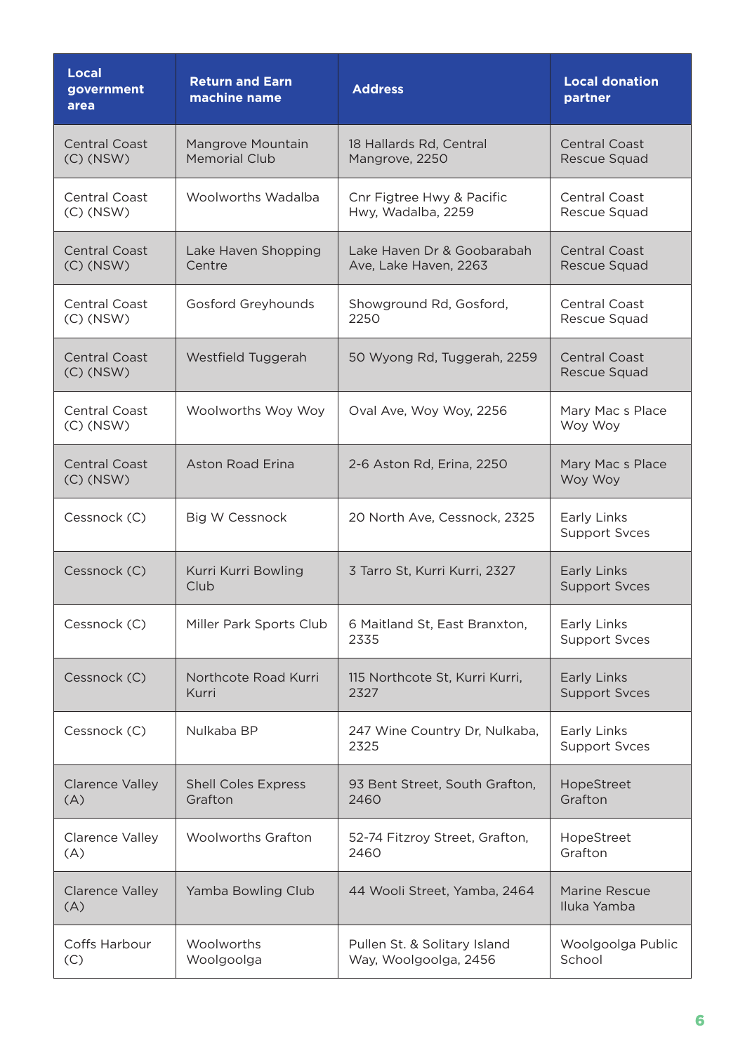| Local government area | Return and Earn machine name | Address | Local donation partner |
|---|---|---|---|
| Central Coast (C) (NSW) | Mangrove Mountain Memorial Club | 18 Hallards Rd, Central Mangrove, 2250 | Central Coast Rescue Squad |
| Central Coast (C) (NSW) | Woolworths Wadalba | Cnr Figtree Hwy & Pacific Hwy, Wadalba, 2259 | Central Coast Rescue Squad |
| Central Coast (C) (NSW) | Lake Haven Shopping Centre | Lake Haven Dr & Goobarabah Ave, Lake Haven, 2263 | Central Coast Rescue Squad |
| Central Coast (C) (NSW) | Gosford Greyhounds | Showground Rd, Gosford, 2250 | Central Coast Rescue Squad |
| Central Coast (C) (NSW) | Westfield Tuggerah | 50 Wyong Rd, Tuggerah, 2259 | Central Coast Rescue Squad |
| Central Coast (C) (NSW) | Woolworths Woy Woy | Oval Ave, Woy Woy, 2256 | Mary Mac s Place Woy Woy |
| Central Coast (C) (NSW) | Aston Road Erina | 2-6 Aston Rd, Erina, 2250 | Mary Mac s Place Woy Woy |
| Cessnock (C) | Big W Cessnock | 20 North Ave, Cessnock, 2325 | Early Links Support Svces |
| Cessnock (C) | Kurri Kurri Bowling Club | 3 Tarro St, Kurri Kurri, 2327 | Early Links Support Svces |
| Cessnock (C) | Miller Park Sports Club | 6 Maitland St, East Branxton, 2335 | Early Links Support Svces |
| Cessnock (C) | Northcote Road Kurri Kurri | 115 Northcote St, Kurri Kurri, 2327 | Early Links Support Svces |
| Cessnock (C) | Nulkaba BP | 247 Wine Country Dr, Nulkaba, 2325 | Early Links Support Svces |
| Clarence Valley (A) | Shell Coles Express Grafton | 93 Bent Street, South Grafton, 2460 | HopeStreet Grafton |
| Clarence Valley (A) | Woolworths Grafton | 52-74 Fitzroy Street, Grafton, 2460 | HopeStreet Grafton |
| Clarence Valley (A) | Yamba Bowling Club | 44 Wooli Street, Yamba, 2464 | Marine Rescue Iluka Yamba |
| Coffs Harbour (C) | Woolworths Woolgoolga | Pullen St. & Solitary Island Way, Woolgoolga, 2456 | Woolgoolga Public School |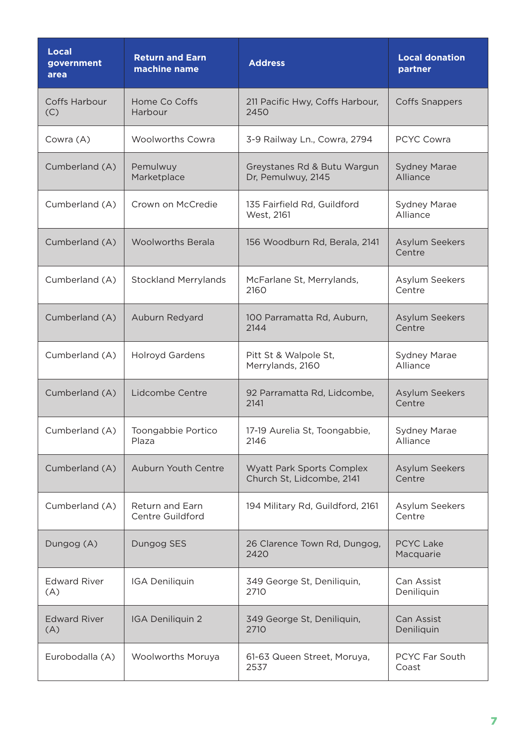| Local government area | Return and Earn machine name | Address | Local donation partner |
| --- | --- | --- | --- |
| Coffs Harbour (C) | Home Co Coffs Harbour | 211 Pacific Hwy, Coffs Harbour, 2450 | Coffs Snappers |
| Cowra (A) | Woolworths Cowra | 3-9 Railway Ln., Cowra, 2794 | PCYC Cowra |
| Cumberland (A) | Pemulwuy Marketplace | Greystanes Rd & Butu Wargun Dr, Pemulwuy, 2145 | Sydney Marae Alliance |
| Cumberland (A) | Crown on McCredie | 135 Fairfield Rd, Guildford West, 2161 | Sydney Marae Alliance |
| Cumberland (A) | Woolworths Berala | 156 Woodburn Rd, Berala, 2141 | Asylum Seekers Centre |
| Cumberland (A) | Stockland Merrylands | McFarlane St, Merrylands, 2160 | Asylum Seekers Centre |
| Cumberland (A) | Auburn Redyard | 100 Parramatta Rd, Auburn, 2144 | Asylum Seekers Centre |
| Cumberland (A) | Holroyd Gardens | Pitt St & Walpole St, Merrylands, 2160 | Sydney Marae Alliance |
| Cumberland (A) | Lidcombe Centre | 92 Parramatta Rd, Lidcombe, 2141 | Asylum Seekers Centre |
| Cumberland (A) | Toongabbie Portico Plaza | 17-19 Aurelia St, Toongabbie, 2146 | Sydney Marae Alliance |
| Cumberland (A) | Auburn Youth Centre | Wyatt Park Sports Complex Church St, Lidcombe, 2141 | Asylum Seekers Centre |
| Cumberland (A) | Return and Earn Centre Guildford | 194 Military Rd, Guildford, 2161 | Asylum Seekers Centre |
| Dungog (A) | Dungog SES | 26 Clarence Town Rd, Dungog, 2420 | PCYC Lake Macquarie |
| Edward River (A) | IGA Deniliquin | 349 George St, Deniliquin, 2710 | Can Assist Deniliquin |
| Edward River (A) | IGA Deniliquin 2 | 349 George St, Deniliquin, 2710 | Can Assist Deniliquin |
| Eurobodalla (A) | Woolworths Moruya | 61-63 Queen Street, Moruya, 2537 | PCYC Far South Coast |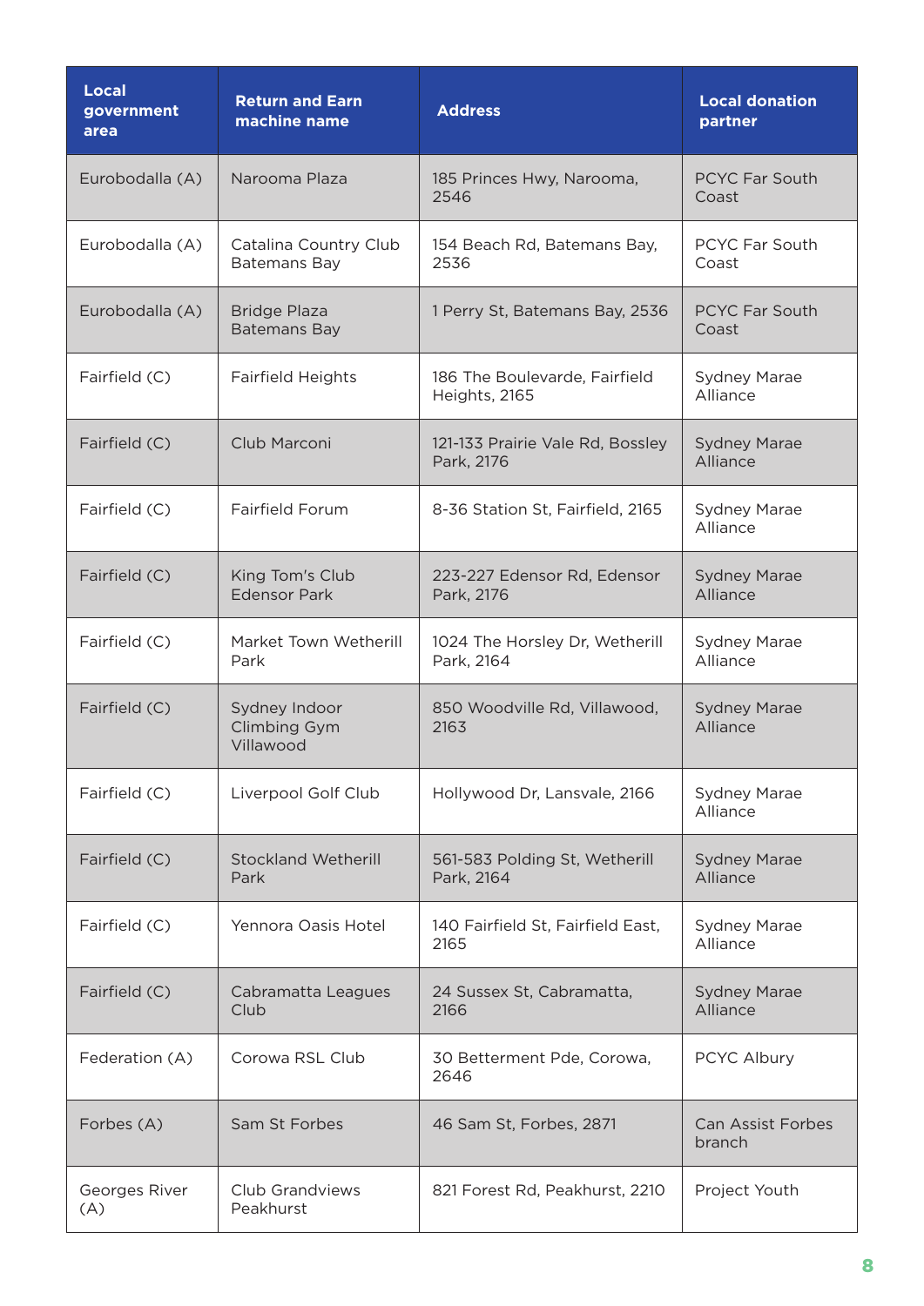| Local government area | Return and Earn machine name | Address | Local donation partner |
| --- | --- | --- | --- |
| Eurobodalla (A) | Narooma Plaza | 185 Princes Hwy, Narooma, 2546 | PCYC Far South Coast |
| Eurobodalla (A) | Catalina Country Club Batemans Bay | 154 Beach Rd, Batemans Bay, 2536 | PCYC Far South Coast |
| Eurobodalla (A) | Bridge Plaza Batemans Bay | 1 Perry St, Batemans Bay, 2536 | PCYC Far South Coast |
| Fairfield (C) | Fairfield Heights | 186 The Boulevarde, Fairfield Heights, 2165 | Sydney Marae Alliance |
| Fairfield (C) | Club Marconi | 121-133 Prairie Vale Rd, Bossley Park, 2176 | Sydney Marae Alliance |
| Fairfield (C) | Fairfield Forum | 8-36 Station St, Fairfield, 2165 | Sydney Marae Alliance |
| Fairfield (C) | King Tom's Club Edensor Park | 223-227 Edensor Rd, Edensor Park, 2176 | Sydney Marae Alliance |
| Fairfield (C) | Market Town Wetherill Park | 1024 The Horsley Dr, Wetherill Park, 2164 | Sydney Marae Alliance |
| Fairfield (C) | Sydney Indoor Climbing Gym Villawood | 850 Woodville Rd, Villawood, 2163 | Sydney Marae Alliance |
| Fairfield (C) | Liverpool Golf Club | Hollywood Dr, Lansvale, 2166 | Sydney Marae Alliance |
| Fairfield (C) | Stockland Wetherill Park | 561-583 Polding St, Wetherill Park, 2164 | Sydney Marae Alliance |
| Fairfield (C) | Yennora Oasis Hotel | 140 Fairfield St, Fairfield East, 2165 | Sydney Marae Alliance |
| Fairfield (C) | Cabramatta Leagues Club | 24 Sussex St, Cabramatta, 2166 | Sydney Marae Alliance |
| Federation (A) | Corowa RSL Club | 30 Betterment Pde, Corowa, 2646 | PCYC Albury |
| Forbes (A) | Sam St Forbes | 46 Sam St, Forbes, 2871 | Can Assist Forbes branch |
| Georges River (A) | Club Grandviews Peakhurst | 821 Forest Rd, Peakhurst, 2210 | Project Youth |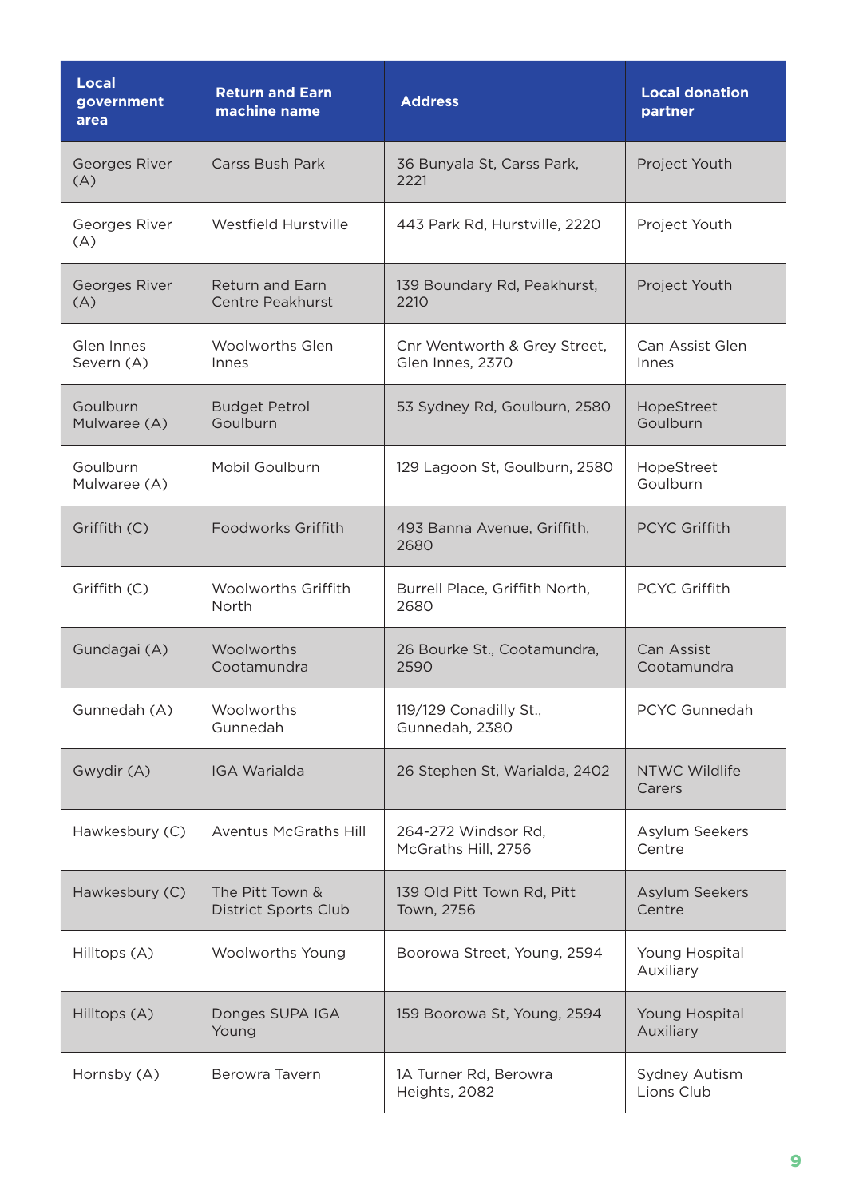| Local government area | Return and Earn machine name | Address | Local donation partner |
| --- | --- | --- | --- |
| Georges River (A) | Carss Bush Park | 36 Bunyala St, Carss Park, 2221 | Project Youth |
| Georges River (A) | Westfield Hurstville | 443 Park Rd, Hurstville, 2220 | Project Youth |
| Georges River (A) | Return and Earn Centre Peakhurst | 139 Boundary Rd, Peakhurst, 2210 | Project Youth |
| Glen Innes Severn (A) | Woolworths Glen Innes | Cnr Wentworth & Grey Street, Glen Innes, 2370 | Can Assist Glen Innes |
| Goulburn Mulwaree (A) | Budget Petrol Goulburn | 53 Sydney Rd, Goulburn, 2580 | HopeStreet Goulburn |
| Goulburn Mulwaree (A) | Mobil Goulburn | 129 Lagoon St, Goulburn, 2580 | HopeStreet Goulburn |
| Griffith (C) | Foodworks Griffith | 493 Banna Avenue, Griffith, 2680 | PCYC Griffith |
| Griffith (C) | Woolworths Griffith North | Burrell Place, Griffith North, 2680 | PCYC Griffith |
| Gundagai (A) | Woolworths Cootamundra | 26 Bourke St., Cootamundra, 2590 | Can Assist Cootamundra |
| Gunnedah (A) | Woolworths Gunnedah | 119/129 Conadilly St., Gunnedah, 2380 | PCYC Gunnedah |
| Gwydir (A) | IGA Warialda | 26 Stephen St, Warialda, 2402 | NTWC Wildlife Carers |
| Hawkesbury (C) | Aventus McGraths Hill | 264-272 Windsor Rd, McGraths Hill, 2756 | Asylum Seekers Centre |
| Hawkesbury (C) | The Pitt Town & District Sports Club | 139 Old Pitt Town Rd, Pitt Town, 2756 | Asylum Seekers Centre |
| Hilltops (A) | Woolworths Young | Boorowa Street, Young, 2594 | Young Hospital Auxiliary |
| Hilltops (A) | Donges SUPA IGA Young | 159 Boorowa St, Young, 2594 | Young Hospital Auxiliary |
| Hornsby (A) | Berowra Tavern | 1A Turner Rd, Berowra Heights, 2082 | Sydney Autism Lions Club |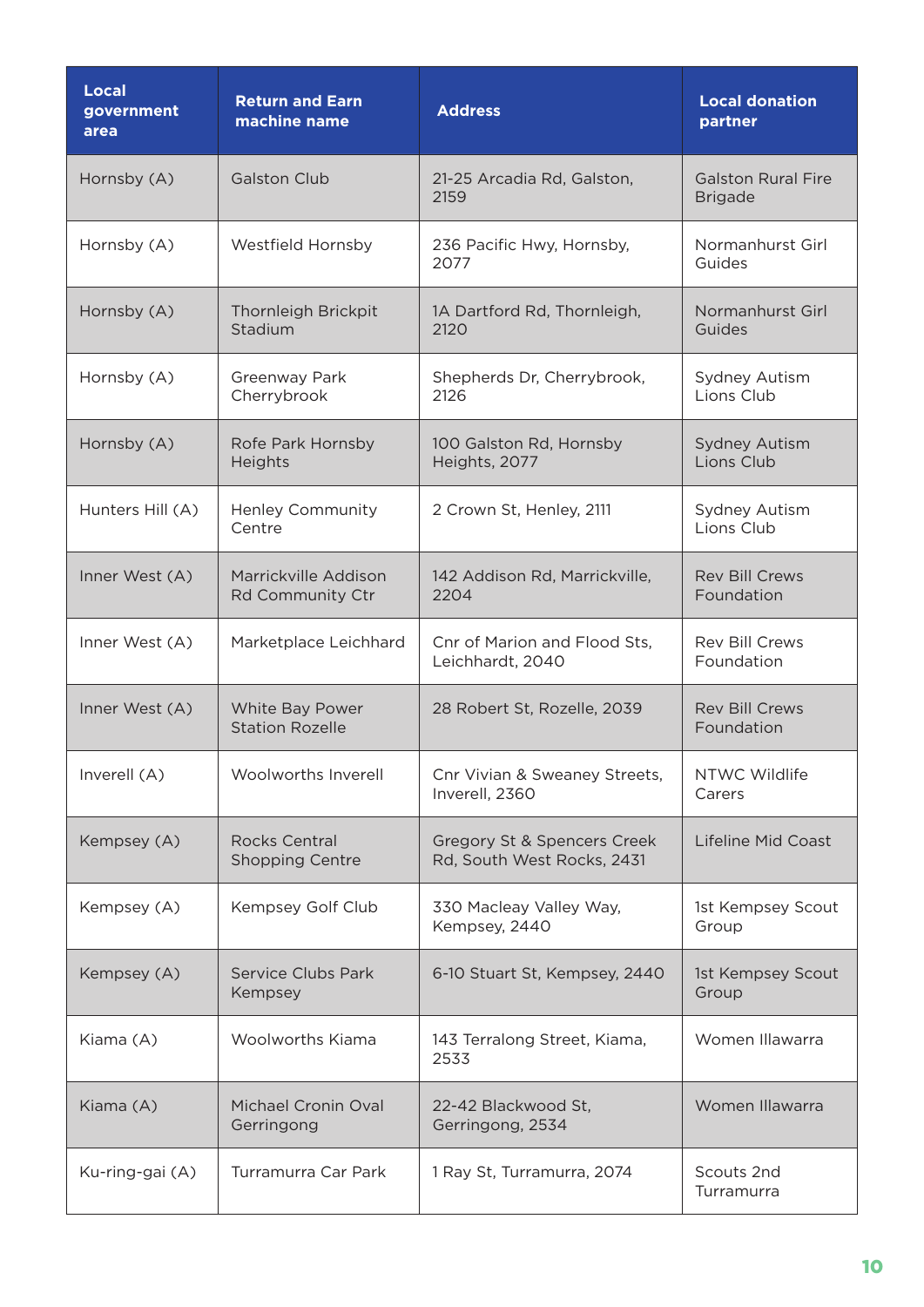| Local government area | Return and Earn machine name | Address | Local donation partner |
| --- | --- | --- | --- |
| Hornsby (A) | Galston Club | 21-25 Arcadia Rd, Galston, 2159 | Galston Rural Fire Brigade |
| Hornsby (A) | Westfield Hornsby | 236 Pacific Hwy, Hornsby, 2077 | Normanhurst Girl Guides |
| Hornsby (A) | Thornleigh Brickpit Stadium | 1A Dartford Rd, Thornleigh, 2120 | Normanhurst Girl Guides |
| Hornsby (A) | Greenway Park Cherrybrook | Shepherds Dr, Cherrybrook, 2126 | Sydney Autism Lions Club |
| Hornsby (A) | Rofe Park Hornsby Heights | 100 Galston Rd, Hornsby Heights, 2077 | Sydney Autism Lions Club |
| Hunters Hill (A) | Henley Community Centre | 2 Crown St, Henley, 2111 | Sydney Autism Lions Club |
| Inner West (A) | Marrickville Addison Rd Community Ctr | 142 Addison Rd, Marrickville, 2204 | Rev Bill Crews Foundation |
| Inner West (A) | Marketplace Leichhard | Cnr of Marion and Flood Sts, Leichhardt, 2040 | Rev Bill Crews Foundation |
| Inner West (A) | White Bay Power Station Rozelle | 28 Robert St, Rozelle, 2039 | Rev Bill Crews Foundation |
| Inverell (A) | Woolworths Inverell | Cnr Vivian & Sweaney Streets, Inverell, 2360 | NTWC Wildlife Carers |
| Kempsey (A) | Rocks Central Shopping Centre | Gregory St & Spencers Creek Rd, South West Rocks, 2431 | Lifeline Mid Coast |
| Kempsey (A) | Kempsey Golf Club | 330 Macleay Valley Way, Kempsey, 2440 | 1st Kempsey Scout Group |
| Kempsey (A) | Service Clubs Park Kempsey | 6-10 Stuart St, Kempsey, 2440 | 1st Kempsey Scout Group |
| Kiama (A) | Woolworths Kiama | 143 Terralong Street, Kiama, 2533 | Women Illawarra |
| Kiama (A) | Michael Cronin Oval Gerringong | 22-42 Blackwood St, Gerringong, 2534 | Women Illawarra |
| Ku-ring-gai (A) | Turramurra Car Park | 1 Ray St, Turramurra, 2074 | Scouts 2nd Turramurra |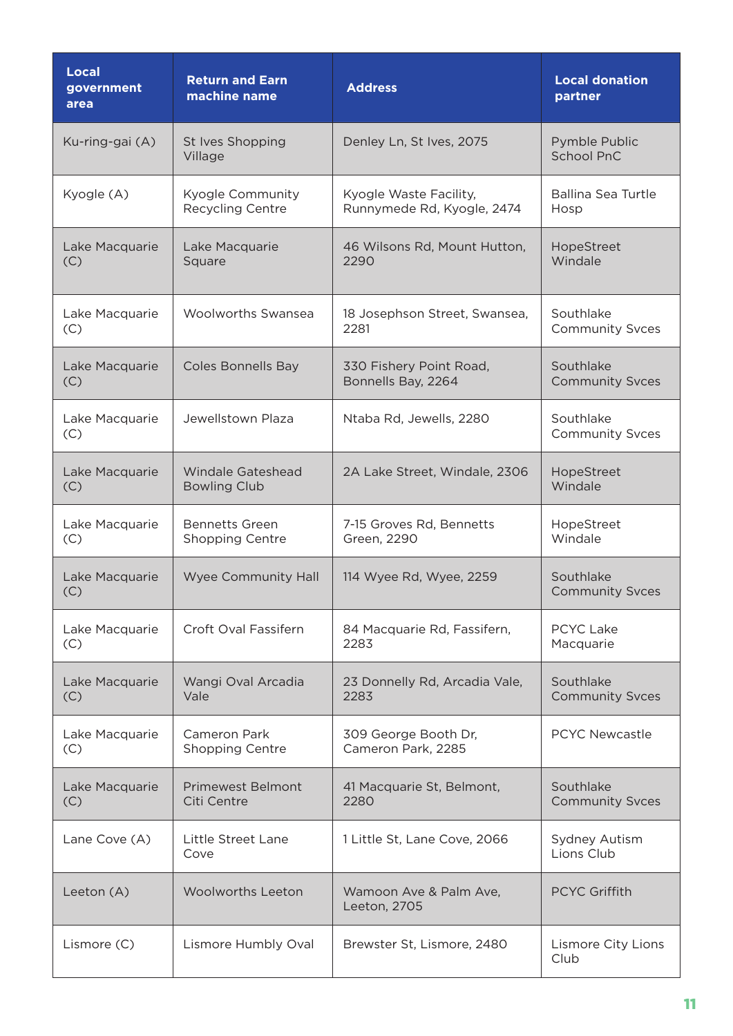| Local government area | Return and Earn machine name | Address | Local donation partner |
|---|---|---|---|
| Ku-ring-gai (A) | St Ives Shopping Village | Denley Ln, St Ives, 2075 | Pymble Public School PnC |
| Kyogle (A) | Kyogle Community Recycling Centre | Kyogle Waste Facility, Runnymede Rd, Kyogle, 2474 | Ballina Sea Turtle Hosp |
| Lake Macquarie (C) | Lake Macquarie Square | 46 Wilsons Rd, Mount Hutton, 2290 | HopeStreet Windale |
| Lake Macquarie (C) | Woolworths Swansea | 18 Josephson Street, Swansea, 2281 | Southlake Community Svces |
| Lake Macquarie (C) | Coles Bonnells Bay | 330 Fishery Point Road, Bonnells Bay, 2264 | Southlake Community Svces |
| Lake Macquarie (C) | Jewellstown Plaza | Ntaba Rd, Jewells, 2280 | Southlake Community Svces |
| Lake Macquarie (C) | Windale Gateshead Bowling Club | 2A Lake Street, Windale, 2306 | HopeStreet Windale |
| Lake Macquarie (C) | Bennetts Green Shopping Centre | 7-15 Groves Rd, Bennetts Green, 2290 | HopeStreet Windale |
| Lake Macquarie (C) | Wyee Community Hall | 114 Wyee Rd, Wyee, 2259 | Southlake Community Svces |
| Lake Macquarie (C) | Croft Oval Fassifern | 84 Macquarie Rd, Fassifern, 2283 | PCYC Lake Macquarie |
| Lake Macquarie (C) | Wangi Oval Arcadia Vale | 23 Donnelly Rd, Arcadia Vale, 2283 | Southlake Community Svces |
| Lake Macquarie (C) | Cameron Park Shopping Centre | 309 George Booth Dr, Cameron Park, 2285 | PCYC Newcastle |
| Lake Macquarie (C) | Primewest Belmont Citi Centre | 41 Macquarie St, Belmont, 2280 | Southlake Community Svces |
| Lane Cove (A) | Little Street Lane Cove | 1 Little St, Lane Cove, 2066 | Sydney Autism Lions Club |
| Leeton (A) | Woolworths Leeton | Wamoon Ave & Palm Ave, Leeton, 2705 | PCYC Griffith |
| Lismore (C) | Lismore Humbly Oval | Brewster St, Lismore, 2480 | Lismore City Lions Club |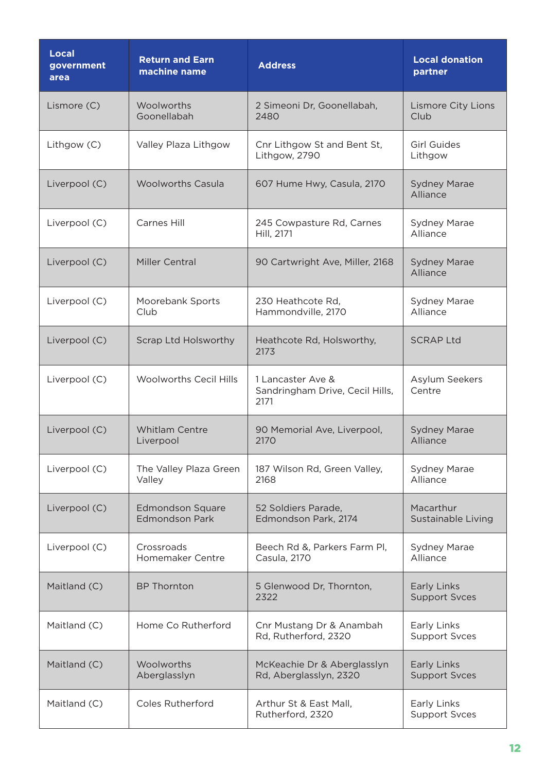| Local government area | Return and Earn machine name | Address | Local donation partner |
| --- | --- | --- | --- |
| Lismore (C) | Woolworths Goonellabah | 2 Simeoni Dr, Goonellabah, 2480 | Lismore City Lions Club |
| Lithgow (C) | Valley Plaza Lithgow | Cnr Lithgow St and Bent St, Lithgow, 2790 | Girl Guides Lithgow |
| Liverpool (C) | Woolworths Casula | 607 Hume Hwy, Casula, 2170 | Sydney Marae Alliance |
| Liverpool (C) | Carnes Hill | 245 Cowpasture Rd, Carnes Hill, 2171 | Sydney Marae Alliance |
| Liverpool (C) | Miller Central | 90 Cartwright Ave, Miller, 2168 | Sydney Marae Alliance |
| Liverpool (C) | Moorebank Sports Club | 230 Heathcote Rd, Hammondville, 2170 | Sydney Marae Alliance |
| Liverpool (C) | Scrap Ltd Holsworthy | Heathcote Rd, Holsworthy, 2173 | SCRAP Ltd |
| Liverpool (C) | Woolworths Cecil Hills | 1 Lancaster Ave & Sandringham Drive, Cecil Hills, 2171 | Asylum Seekers Centre |
| Liverpool (C) | Whitlam Centre Liverpool | 90 Memorial Ave, Liverpool, 2170 | Sydney Marae Alliance |
| Liverpool (C) | The Valley Plaza Green Valley | 187 Wilson Rd, Green Valley, 2168 | Sydney Marae Alliance |
| Liverpool (C) | Edmondson Square Edmondson Park | 52 Soldiers Parade, Edmondson Park, 2174 | Macarthur Sustainable Living |
| Liverpool (C) | Crossroads Homemaker Centre | Beech Rd &, Parkers Farm Pl, Casula, 2170 | Sydney Marae Alliance |
| Maitland (C) | BP Thornton | 5 Glenwood Dr, Thornton, 2322 | Early Links Support Svces |
| Maitland (C) | Home Co Rutherford | Cnr Mustang Dr & Anambah Rd, Rutherford, 2320 | Early Links Support Svces |
| Maitland (C) | Woolworths Aberglasslyn | McKeachie Dr & Aberglasslyn Rd, Aberglasslyn, 2320 | Early Links Support Svces |
| Maitland (C) | Coles Rutherford | Arthur St & East Mall, Rutherford, 2320 | Early Links Support Svces |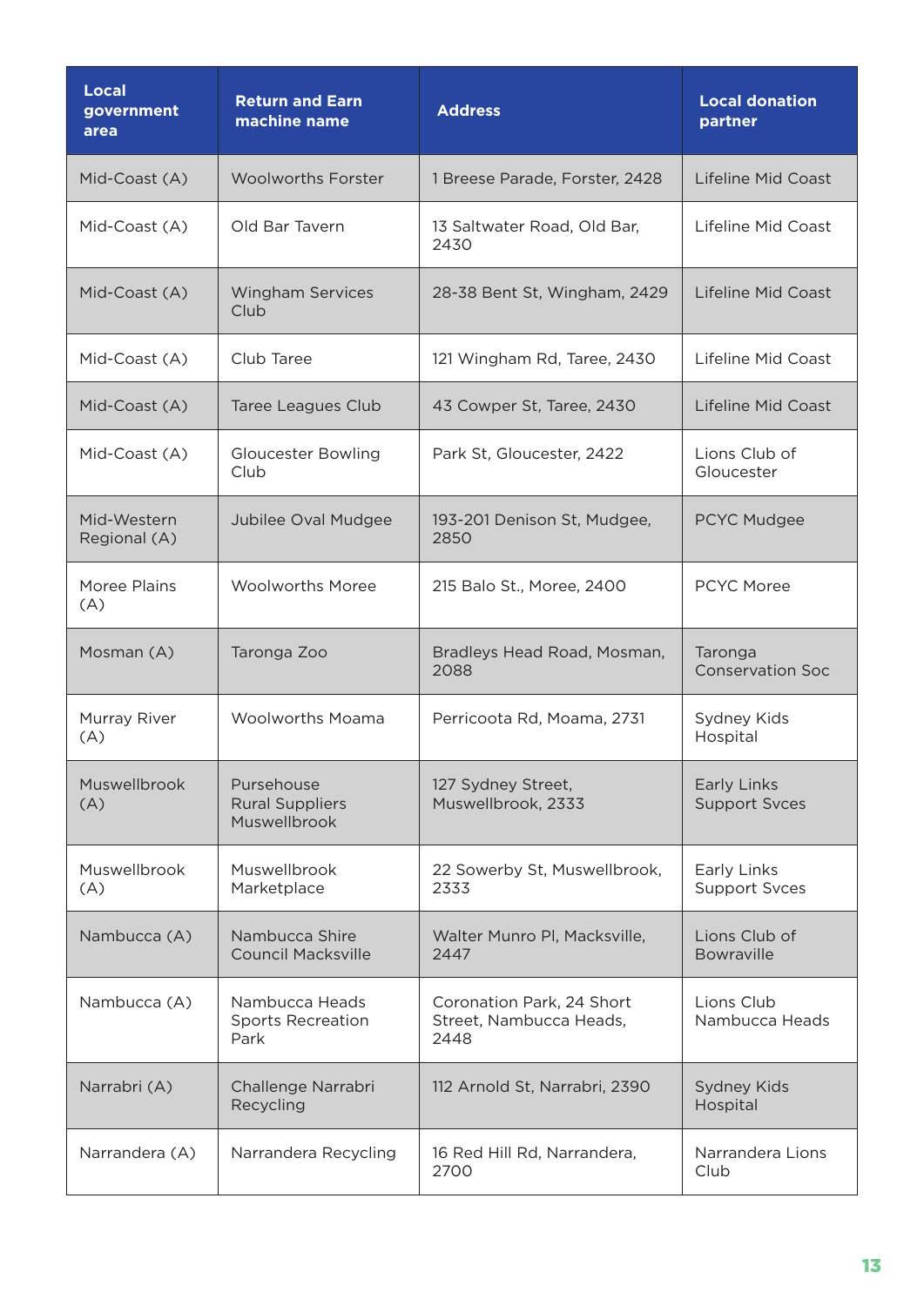| Local government area | Return and Earn machine name | Address | Local donation partner |
|---|---|---|---|
| Mid-Coast (A) | Woolworths Forster | 1 Breese Parade, Forster, 2428 | Lifeline Mid Coast |
| Mid-Coast (A) | Old Bar Tavern | 13 Saltwater Road, Old Bar, 2430 | Lifeline Mid Coast |
| Mid-Coast (A) | Wingham Services Club | 28-38 Bent St, Wingham, 2429 | Lifeline Mid Coast |
| Mid-Coast (A) | Club Taree | 121 Wingham Rd, Taree, 2430 | Lifeline Mid Coast |
| Mid-Coast (A) | Taree Leagues Club | 43 Cowper St, Taree, 2430 | Lifeline Mid Coast |
| Mid-Coast (A) | Gloucester Bowling Club | Park St, Gloucester, 2422 | Lions Club of Gloucester |
| Mid-Western Regional (A) | Jubilee Oval Mudgee | 193-201 Denison St, Mudgee, 2850 | PCYC Mudgee |
| Moree Plains (A) | Woolworths Moree | 215 Balo St., Moree, 2400 | PCYC Moree |
| Mosman (A) | Taronga Zoo | Bradleys Head Road, Mosman, 2088 | Taronga Conservation Soc |
| Murray River (A) | Woolworths Moama | Perricoota Rd, Moama, 2731 | Sydney Kids Hospital |
| Muswellbrook (A) | Pursehouse Rural Suppliers Muswellbrook | 127 Sydney Street, Muswellbrook, 2333 | Early Links Support Svces |
| Muswellbrook (A) | Muswellbrook Marketplace | 22 Sowerby St, Muswellbrook, 2333 | Early Links Support Svces |
| Nambucca (A) | Nambucca Shire Council Macksville | Walter Munro Pl, Macksville, 2447 | Lions Club of Bowraville |
| Nambucca (A) | Nambucca Heads Sports Recreation Park | Coronation Park, 24 Short Street, Nambucca Heads, 2448 | Lions Club Nambucca Heads |
| Narrabri (A) | Challenge Narrabri Recycling | 112 Arnold St, Narrabri, 2390 | Sydney Kids Hospital |
| Narrandera (A) | Narrandera Recycling | 16 Red Hill Rd, Narrandera, 2700 | Narrandera Lions Club |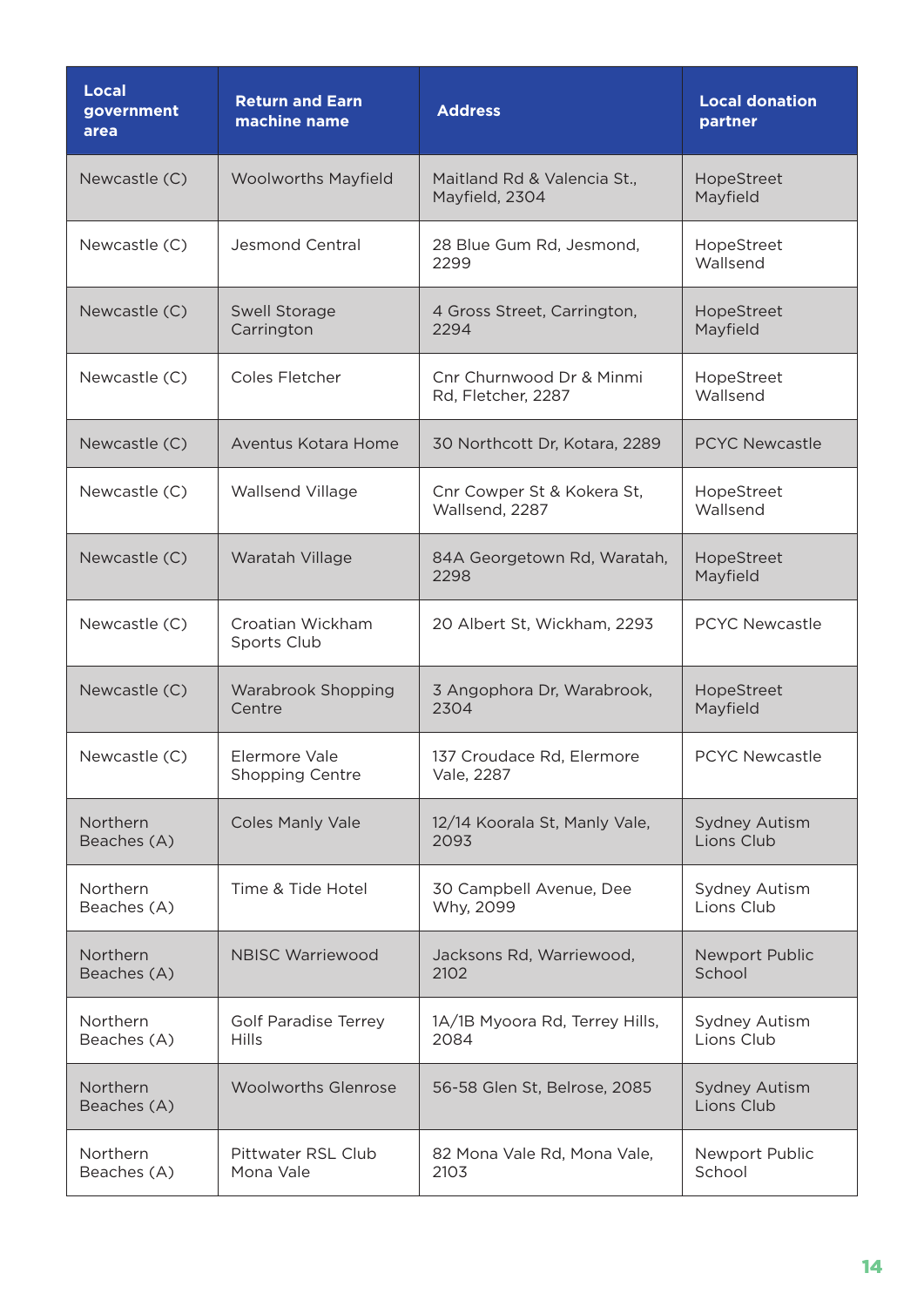| Local government area | Return and Earn machine name | Address | Local donation partner |
|---|---|---|---|
| Newcastle (C) | Woolworths Mayfield | Maitland Rd & Valencia St., Mayfield, 2304 | HopeStreet Mayfield |
| Newcastle (C) | Jesmond Central | 28 Blue Gum Rd, Jesmond, 2299 | HopeStreet Wallsend |
| Newcastle (C) | Swell Storage Carrington | 4 Gross Street, Carrington, 2294 | HopeStreet Mayfield |
| Newcastle (C) | Coles Fletcher | Cnr Churnwood Dr & Minmi Rd, Fletcher, 2287 | HopeStreet Wallsend |
| Newcastle (C) | Aventus Kotara Home | 30 Northcott Dr, Kotara, 2289 | PCYC Newcastle |
| Newcastle (C) | Wallsend Village | Cnr Cowper St & Kokera St, Wallsend, 2287 | HopeStreet Wallsend |
| Newcastle (C) | Waratah Village | 84A Georgetown Rd, Waratah, 2298 | HopeStreet Mayfield |
| Newcastle (C) | Croatian Wickham Sports Club | 20 Albert St, Wickham, 2293 | PCYC Newcastle |
| Newcastle (C) | Warabrook Shopping Centre | 3 Angophora Dr, Warabrook, 2304 | HopeStreet Mayfield |
| Newcastle (C) | Elermore Vale Shopping Centre | 137 Croudace Rd, Elermore Vale, 2287 | PCYC Newcastle |
| Northern Beaches (A) | Coles Manly Vale | 12/14 Koorala St, Manly Vale, 2093 | Sydney Autism Lions Club |
| Northern Beaches (A) | Time & Tide Hotel | 30 Campbell Avenue, Dee Why, 2099 | Sydney Autism Lions Club |
| Northern Beaches (A) | NBISC Warriewood | Jacksons Rd, Warriewood, 2102 | Newport Public School |
| Northern Beaches (A) | Golf Paradise Terrey Hills | 1A/1B Myoora Rd, Terrey Hills, 2084 | Sydney Autism Lions Club |
| Northern Beaches (A) | Woolworths Glenrose | 56-58 Glen St, Belrose, 2085 | Sydney Autism Lions Club |
| Northern Beaches (A) | Pittwater RSL Club Mona Vale | 82 Mona Vale Rd, Mona Vale, 2103 | Newport Public School |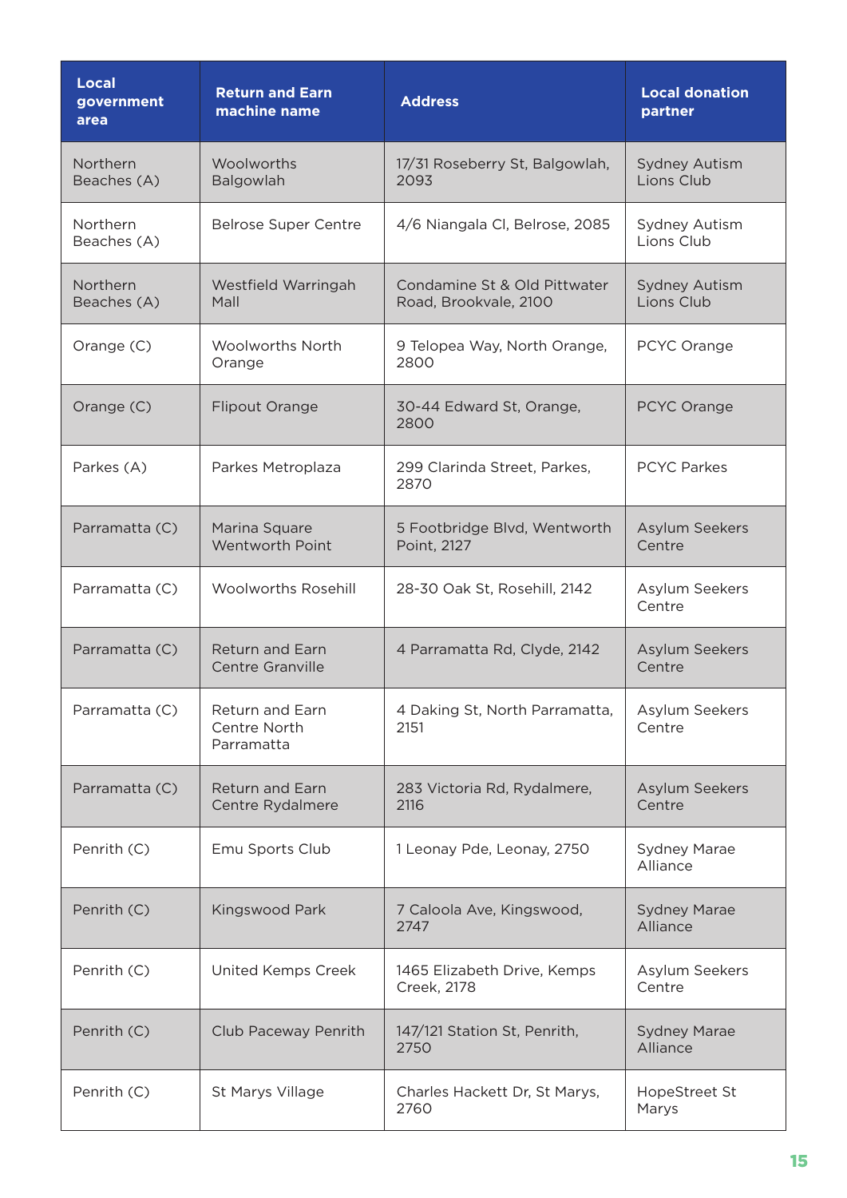| Local government area | Return and Earn machine name | Address | Local donation partner |
|---|---|---|---|
| Northern Beaches (A) | Woolworths Balgowlah | 17/31 Roseberry St, Balgowlah, 2093 | Sydney Autism Lions Club |
| Northern Beaches (A) | Belrose Super Centre | 4/6 Niangala Cl, Belrose, 2085 | Sydney Autism Lions Club |
| Northern Beaches (A) | Westfield Warringah Mall | Condamine St & Old Pittwater Road, Brookvale, 2100 | Sydney Autism Lions Club |
| Orange (C) | Woolworths North Orange | 9 Telopea Way, North Orange, 2800 | PCYC Orange |
| Orange (C) | Flipout Orange | 30-44 Edward St, Orange, 2800 | PCYC Orange |
| Parkes (A) | Parkes Metroplaza | 299 Clarinda Street, Parkes, 2870 | PCYC Parkes |
| Parramatta (C) | Marina Square Wentworth Point | 5 Footbridge Blvd, Wentworth Point, 2127 | Asylum Seekers Centre |
| Parramatta (C) | Woolworths Rosehill | 28-30 Oak St, Rosehill, 2142 | Asylum Seekers Centre |
| Parramatta (C) | Return and Earn Centre Granville | 4 Parramatta Rd, Clyde, 2142 | Asylum Seekers Centre |
| Parramatta (C) | Return and Earn Centre North Parramatta | 4 Daking St, North Parramatta, 2151 | Asylum Seekers Centre |
| Parramatta (C) | Return and Earn Centre Rydalmere | 283 Victoria Rd, Rydalmere, 2116 | Asylum Seekers Centre |
| Penrith (C) | Emu Sports Club | 1 Leonay Pde, Leonay, 2750 | Sydney Marae Alliance |
| Penrith (C) | Kingswood Park | 7 Caloola Ave, Kingswood, 2747 | Sydney Marae Alliance |
| Penrith (C) | United Kemps Creek | 1465 Elizabeth Drive, Kemps Creek, 2178 | Asylum Seekers Centre |
| Penrith (C) | Club Paceway Penrith | 147/121 Station St, Penrith, 2750 | Sydney Marae Alliance |
| Penrith (C) | St Marys Village | Charles Hackett Dr, St Marys, 2760 | HopeStreet St Marys |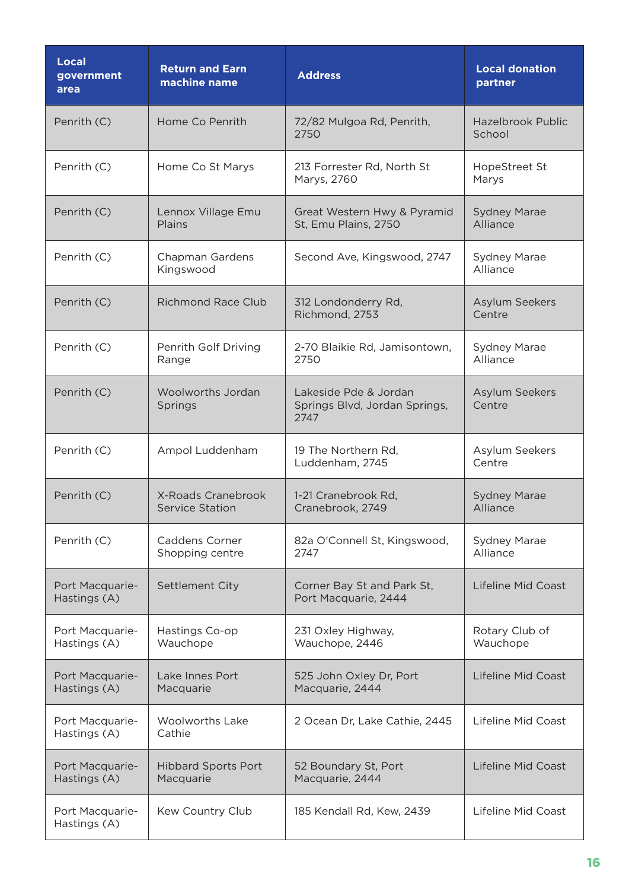| Local government area | Return and Earn machine name | Address | Local donation partner |
| --- | --- | --- | --- |
| Penrith (C) | Home Co Penrith | 72/82 Mulgoa Rd, Penrith, 2750 | Hazelbrook Public School |
| Penrith (C) | Home Co St Marys | 213 Forrester Rd, North St Marys, 2760 | HopeStreet St Marys |
| Penrith (C) | Lennox Village Emu Plains | Great Western Hwy & Pyramid St, Emu Plains, 2750 | Sydney Marae Alliance |
| Penrith (C) | Chapman Gardens Kingswood | Second Ave, Kingswood, 2747 | Sydney Marae Alliance |
| Penrith (C) | Richmond Race Club | 312 Londonderry Rd, Richmond, 2753 | Asylum Seekers Centre |
| Penrith (C) | Penrith Golf Driving Range | 2-70 Blaikie Rd, Jamisontown, 2750 | Sydney Marae Alliance |
| Penrith (C) | Woolworths Jordan Springs | Lakeside Pde & Jordan Springs Blvd, Jordan Springs, 2747 | Asylum Seekers Centre |
| Penrith (C) | Ampol Luddenham | 19 The Northern Rd, Luddenham, 2745 | Asylum Seekers Centre |
| Penrith (C) | X-Roads Cranebrook Service Station | 1-21 Cranebrook Rd, Cranebrook, 2749 | Sydney Marae Alliance |
| Penrith (C) | Caddens Corner Shopping centre | 82a O'Connell St, Kingswood, 2747 | Sydney Marae Alliance |
| Port Macquarie-Hastings (A) | Settlement City | Corner Bay St and Park St, Port Macquarie, 2444 | Lifeline Mid Coast |
| Port Macquarie-Hastings (A) | Hastings Co-op Wauchope | 231 Oxley Highway, Wauchope, 2446 | Rotary Club of Wauchope |
| Port Macquarie-Hastings (A) | Lake Innes Port Macquarie | 525 John Oxley Dr, Port Macquarie, 2444 | Lifeline Mid Coast |
| Port Macquarie-Hastings (A) | Woolworths Lake Cathie | 2 Ocean Dr, Lake Cathie, 2445 | Lifeline Mid Coast |
| Port Macquarie-Hastings (A) | Hibbard Sports Port Macquarie | 52 Boundary St, Port Macquarie, 2444 | Lifeline Mid Coast |
| Port Macquarie-Hastings (A) | Kew Country Club | 185 Kendall Rd, Kew, 2439 | Lifeline Mid Coast |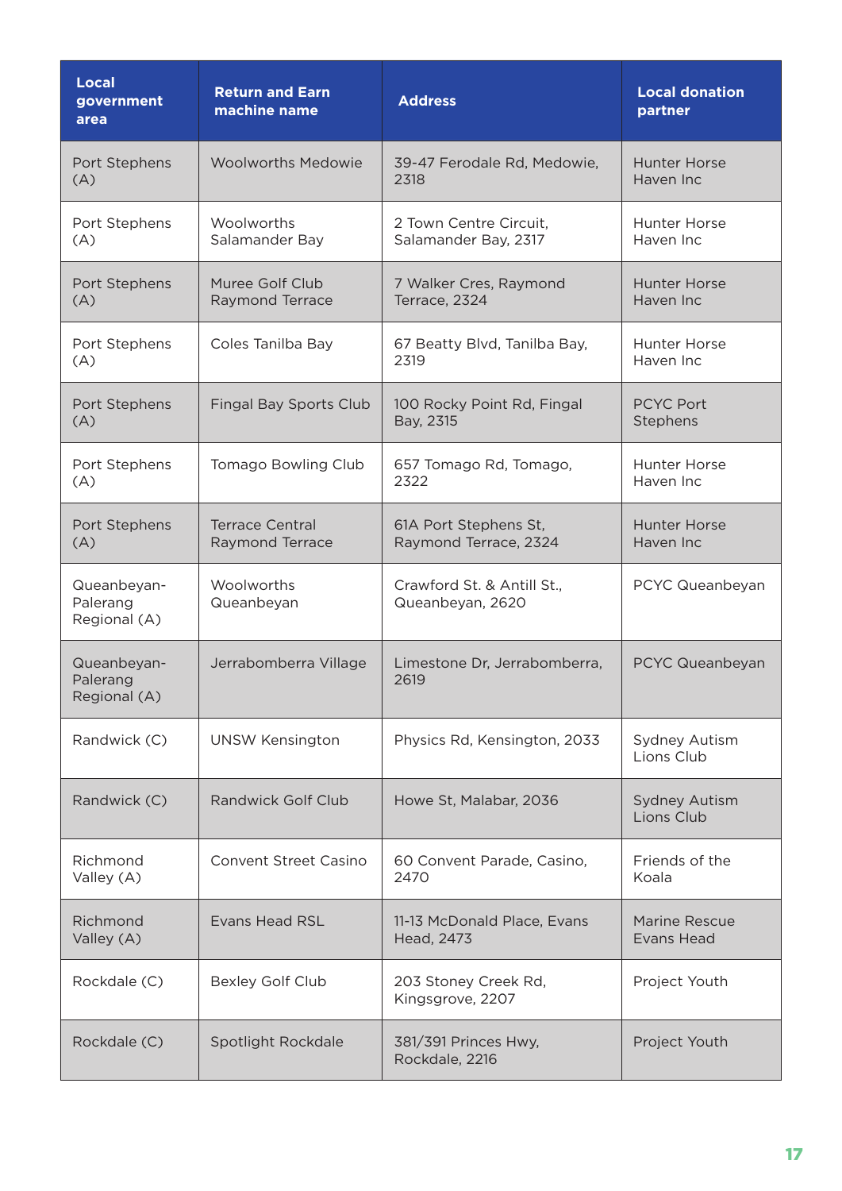| Local government area | Return and Earn machine name | Address | Local donation partner |
|---|---|---|---|
| Port Stephens (A) | Woolworths Medowie | 39-47 Ferodale Rd, Medowie, 2318 | Hunter Horse Haven Inc |
| Port Stephens (A) | Woolworths Salamander Bay | 2 Town Centre Circuit, Salamander Bay, 2317 | Hunter Horse Haven Inc |
| Port Stephens (A) | Muree Golf Club Raymond Terrace | 7 Walker Cres, Raymond Terrace, 2324 | Hunter Horse Haven Inc |
| Port Stephens (A) | Coles Tanilba Bay | 67 Beatty Blvd, Tanilba Bay, 2319 | Hunter Horse Haven Inc |
| Port Stephens (A) | Fingal Bay Sports Club | 100 Rocky Point Rd, Fingal Bay, 2315 | PCYC Port Stephens |
| Port Stephens (A) | Tomago Bowling Club | 657 Tomago Rd, Tomago, 2322 | Hunter Horse Haven Inc |
| Port Stephens (A) | Terrace Central Raymond Terrace | 61A Port Stephens St, Raymond Terrace, 2324 | Hunter Horse Haven Inc |
| Queanbeyan-Palerang Regional (A) | Woolworths Queanbeyan | Crawford St. & Antill St., Queanbeyan, 2620 | PCYC Queanbeyan |
| Queanbeyan-Palerang Regional (A) | Jerrabomberra Village | Limestone Dr, Jerrabomberra, 2619 | PCYC Queanbeyan |
| Randwick (C) | UNSW Kensington | Physics Rd, Kensington, 2033 | Sydney Autism Lions Club |
| Randwick (C) | Randwick Golf Club | Howe St, Malabar, 2036 | Sydney Autism Lions Club |
| Richmond Valley (A) | Convent Street Casino | 60 Convent Parade, Casino, 2470 | Friends of the Koala |
| Richmond Valley (A) | Evans Head RSL | 11-13 McDonald Place, Evans Head, 2473 | Marine Rescue Evans Head |
| Rockdale (C) | Bexley Golf Club | 203 Stoney Creek Rd, Kingsgrove, 2207 | Project Youth |
| Rockdale (C) | Spotlight Rockdale | 381/391 Princes Hwy, Rockdale, 2216 | Project Youth |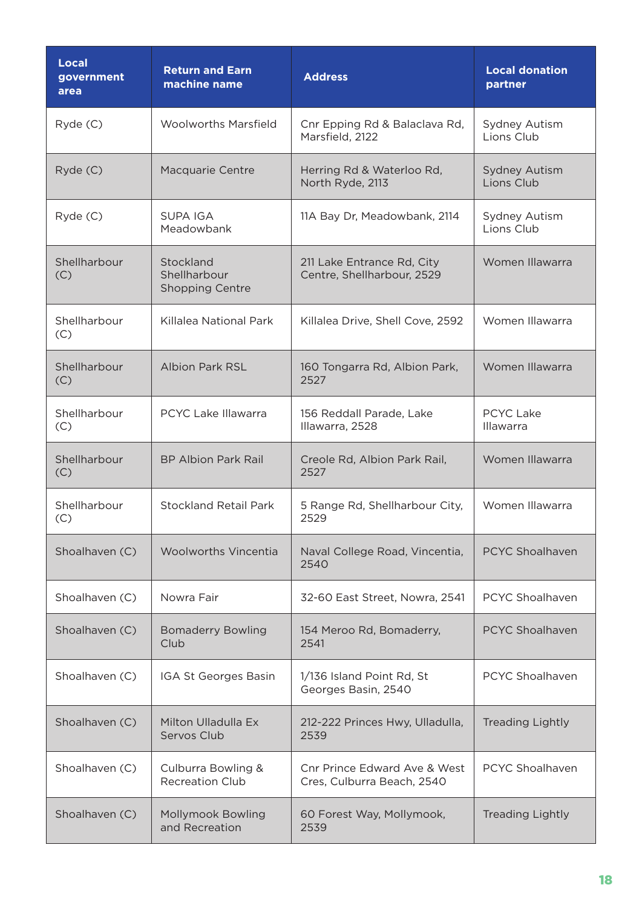| Local government area | Return and Earn machine name | Address | Local donation partner |
|---|---|---|---|
| Ryde (C) | Woolworths Marsfield | Cnr Epping Rd & Balaclava Rd, Marsfield, 2122 | Sydney Autism Lions Club |
| Ryde (C) | Macquarie Centre | Herring Rd & Waterloo Rd, North Ryde, 2113 | Sydney Autism Lions Club |
| Ryde (C) | SUPA IGA Meadowbank | 11A Bay Dr, Meadowbank, 2114 | Sydney Autism Lions Club |
| Shellharbour (C) | Stockland Shellharbour Shopping Centre | 211 Lake Entrance Rd, City Centre, Shellharbour, 2529 | Women Illawarra |
| Shellharbour (C) | Killalea National Park | Killalea Drive, Shell Cove, 2592 | Women Illawarra |
| Shellharbour (C) | Albion Park RSL | 160 Tongarra Rd, Albion Park, 2527 | Women Illawarra |
| Shellharbour (C) | PCYC Lake Illawarra | 156 Reddall Parade, Lake Illawarra, 2528 | PCYC Lake Illawarra |
| Shellharbour (C) | BP Albion Park Rail | Creole Rd, Albion Park Rail, 2527 | Women Illawarra |
| Shellharbour (C) | Stockland Retail Park | 5 Range Rd, Shellharbour City, 2529 | Women Illawarra |
| Shoalhaven (C) | Woolworths Vincentia | Naval College Road, Vincentia, 2540 | PCYC Shoalhaven |
| Shoalhaven (C) | Nowra Fair | 32-60 East Street, Nowra, 2541 | PCYC Shoalhaven |
| Shoalhaven (C) | Bomaderry Bowling Club | 154 Meroo Rd, Bomaderry, 2541 | PCYC Shoalhaven |
| Shoalhaven (C) | IGA St Georges Basin | 1/136 Island Point Rd, St Georges Basin, 2540 | PCYC Shoalhaven |
| Shoalhaven (C) | Milton Ulladulla Ex Servos Club | 212-222 Princes Hwy, Ulladulla, 2539 | Treading Lightly |
| Shoalhaven (C) | Culburra Bowling & Recreation Club | Cnr Prince Edward Ave & West Cres, Culburra Beach, 2540 | PCYC Shoalhaven |
| Shoalhaven (C) | Mollymook Bowling and Recreation | 60 Forest Way, Mollymook, 2539 | Treading Lightly |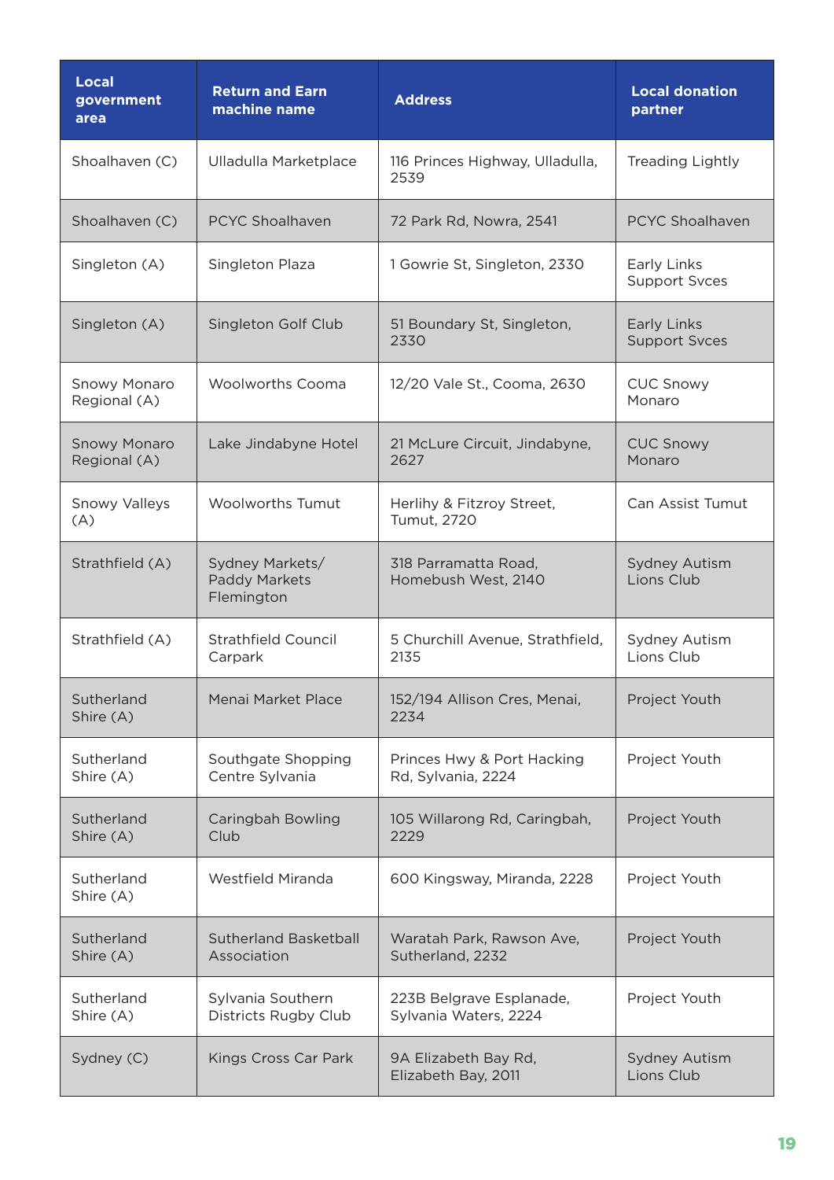| Local government area | Return and Earn machine name | Address | Local donation partner |
|---|---|---|---|
| Shoalhaven (C) | Ulladulla Marketplace | 116 Princes Highway, Ulladulla, 2539 | Treading Lightly |
| Shoalhaven (C) | PCYC Shoalhaven | 72 Park Rd, Nowra, 2541 | PCYC Shoalhaven |
| Singleton (A) | Singleton Plaza | 1 Gowrie St, Singleton, 2330 | Early Links Support Svces |
| Singleton (A) | Singleton Golf Club | 51 Boundary St, Singleton, 2330 | Early Links Support Svces |
| Snowy Monaro Regional (A) | Woolworths Cooma | 12/20 Vale St., Cooma, 2630 | CUC Snowy Monaro |
| Snowy Monaro Regional (A) | Lake Jindabyne Hotel | 21 McLure Circuit, Jindabyne, 2627 | CUC Snowy Monaro |
| Snowy Valleys (A) | Woolworths Tumut | Herlihy & Fitzroy Street, Tumut, 2720 | Can Assist Tumut |
| Strathfield (A) | Sydney Markets/ Paddy Markets Flemington | 318 Parramatta Road, Homebush West, 2140 | Sydney Autism Lions Club |
| Strathfield (A) | Strathfield Council Carpark | 5 Churchill Avenue, Strathfield, 2135 | Sydney Autism Lions Club |
| Sutherland Shire (A) | Menai Market Place | 152/194 Allison Cres, Menai, 2234 | Project Youth |
| Sutherland Shire (A) | Southgate Shopping Centre Sylvania | Princes Hwy & Port Hacking Rd, Sylvania, 2224 | Project Youth |
| Sutherland Shire (A) | Caringbah Bowling Club | 105 Willarong Rd, Caringbah, 2229 | Project Youth |
| Sutherland Shire (A) | Westfield Miranda | 600 Kingsway, Miranda, 2228 | Project Youth |
| Sutherland Shire (A) | Sutherland Basketball Association | Waratah Park, Rawson Ave, Sutherland, 2232 | Project Youth |
| Sutherland Shire (A) | Sylvania Southern Districts Rugby Club | 223B Belgrave Esplanade, Sylvania Waters, 2224 | Project Youth |
| Sydney (C) | Kings Cross Car Park | 9A Elizabeth Bay Rd, Elizabeth Bay, 2011 | Sydney Autism Lions Club |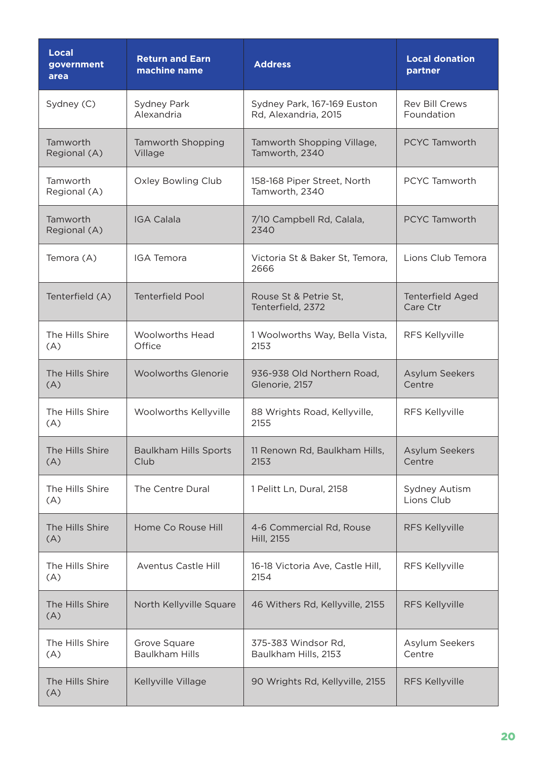| Local government area | Return and Earn machine name | Address | Local donation partner |
|---|---|---|---|
| Sydney (C) | Sydney Park Alexandria | Sydney Park, 167-169 Euston Rd, Alexandria, 2015 | Rev Bill Crews Foundation |
| Tamworth Regional (A) | Tamworth Shopping Village | Tamworth Shopping Village, Tamworth, 2340 | PCYC Tamworth |
| Tamworth Regional (A) | Oxley Bowling Club | 158-168 Piper Street, North Tamworth, 2340 | PCYC Tamworth |
| Tamworth Regional (A) | IGA Calala | 7/10 Campbell Rd, Calala, 2340 | PCYC Tamworth |
| Temora (A) | IGA Temora | Victoria St & Baker St, Temora, 2666 | Lions Club Temora |
| Tenterfield (A) | Tenterfield Pool | Rouse St & Petrie St, Tenterfield, 2372 | Tenterfield Aged Care Ctr |
| The Hills Shire (A) | Woolworths Head Office | 1 Woolworths Way, Bella Vista, 2153 | RFS Kellyville |
| The Hills Shire (A) | Woolworths Glenorie | 936-938 Old Northern Road, Glenorie, 2157 | Asylum Seekers Centre |
| The Hills Shire (A) | Woolworths Kellyville | 88 Wrights Road, Kellyville, 2155 | RFS Kellyville |
| The Hills Shire (A) | Baulkham Hills Sports Club | 11 Renown Rd, Baulkham Hills, 2153 | Asylum Seekers Centre |
| The Hills Shire (A) | The Centre Dural | 1 Pelitt Ln, Dural, 2158 | Sydney Autism Lions Club |
| The Hills Shire (A) | Home Co Rouse Hill | 4-6 Commercial Rd, Rouse Hill, 2155 | RFS Kellyville |
| The Hills Shire (A) | Aventus Castle Hill | 16-18 Victoria Ave, Castle Hill, 2154 | RFS Kellyville |
| The Hills Shire (A) | North Kellyville Square | 46 Withers Rd, Kellyville, 2155 | RFS Kellyville |
| The Hills Shire (A) | Grove Square Baulkham Hills | 375-383 Windsor Rd, Baulkham Hills, 2153 | Asylum Seekers Centre |
| The Hills Shire (A) | Kellyville Village | 90 Wrights Rd, Kellyville, 2155 | RFS Kellyville |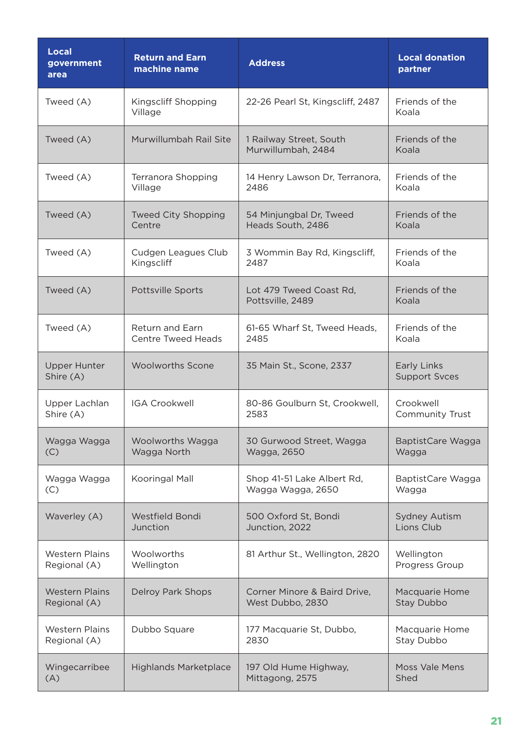| Local government area | Return and Earn machine name | Address | Local donation partner |
|---|---|---|---|
| Tweed (A) | Kingscliff Shopping Village | 22-26 Pearl St, Kingscliff, 2487 | Friends of the Koala |
| Tweed (A) | Murwillumbah Rail Site | 1 Railway Street, South Murwillumbah, 2484 | Friends of the Koala |
| Tweed (A) | Terranora Shopping Village | 14 Henry Lawson Dr, Terranora, 2486 | Friends of the Koala |
| Tweed (A) | Tweed City Shopping Centre | 54 Minjungbal Dr, Tweed Heads South, 2486 | Friends of the Koala |
| Tweed (A) | Cudgen Leagues Club Kingscliff | 3 Wommin Bay Rd, Kingscliff, 2487 | Friends of the Koala |
| Tweed (A) | Pottsville Sports | Lot 479 Tweed Coast Rd, Pottsville, 2489 | Friends of the Koala |
| Tweed (A) | Return and Earn Centre Tweed Heads | 61-65 Wharf St, Tweed Heads, 2485 | Friends of the Koala |
| Upper Hunter Shire (A) | Woolworths Scone | 35 Main St., Scone, 2337 | Early Links Support Svces |
| Upper Lachlan Shire (A) | IGA Crookwell | 80-86 Goulburn St, Crookwell, 2583 | Crookwell Community Trust |
| Wagga Wagga (C) | Woolworths Wagga Wagga North | 30 Gurwood Street, Wagga Wagga, 2650 | BaptistCare Wagga Wagga |
| Wagga Wagga (C) | Kooringal Mall | Shop 41-51 Lake Albert Rd, Wagga Wagga, 2650 | BaptistCare Wagga Wagga |
| Waverley (A) | Westfield Bondi Junction | 500 Oxford St, Bondi Junction, 2022 | Sydney Autism Lions Club |
| Western Plains Regional (A) | Woolworths Wellington | 81 Arthur St., Wellington, 2820 | Wellington Progress Group |
| Western Plains Regional (A) | Delroy Park Shops | Corner Minore & Baird Drive, West Dubbo, 2830 | Macquarie Home Stay Dubbo |
| Western Plains Regional (A) | Dubbo Square | 177 Macquarie St, Dubbo, 2830 | Macquarie Home Stay Dubbo |
| Wingecarribee (A) | Highlands Marketplace | 197 Old Hume Highway, Mittagong, 2575 | Moss Vale Mens Shed |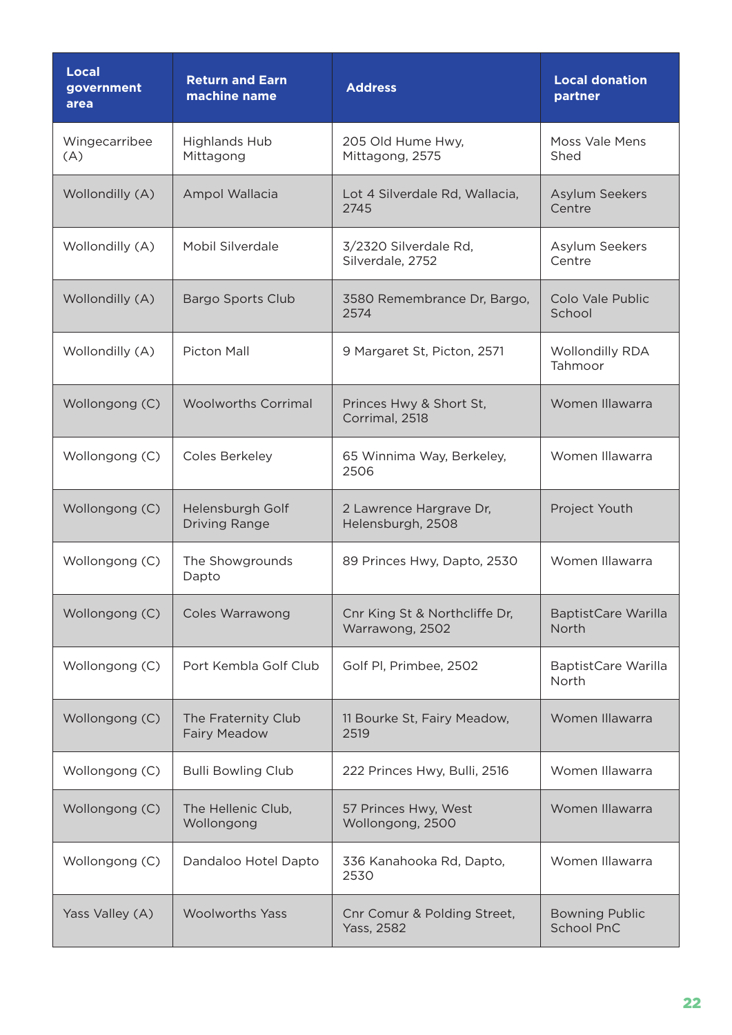| Local government area | Return and Earn machine name | Address | Local donation partner |
|---|---|---|---|
| Wingecarribee (A) | Highlands Hub Mittagong | 205 Old Hume Hwy, Mittagong, 2575 | Moss Vale Mens Shed |
| Wollondilly (A) | Ampol Wallacia | Lot 4 Silverdale Rd, Wallacia, 2745 | Asylum Seekers Centre |
| Wollondilly (A) | Mobil Silverdale | 3/2320 Silverdale Rd, Silverdale, 2752 | Asylum Seekers Centre |
| Wollondilly (A) | Bargo Sports Club | 3580 Remembrance Dr, Bargo, 2574 | Colo Vale Public School |
| Wollondilly (A) | Picton Mall | 9 Margaret St, Picton, 2571 | Wollondilly RDA Tahmoor |
| Wollongong (C) | Woolworths Corrimal | Princes Hwy & Short St, Corrimal, 2518 | Women Illawarra |
| Wollongong (C) | Coles Berkeley | 65 Winnima Way, Berkeley, 2506 | Women Illawarra |
| Wollongong (C) | Helensburgh Golf Driving Range | 2 Lawrence Hargrave Dr, Helensburgh, 2508 | Project Youth |
| Wollongong (C) | The Showgrounds Dapto | 89 Princes Hwy, Dapto, 2530 | Women Illawarra |
| Wollongong (C) | Coles Warrawong | Cnr King St & Northcliffe Dr, Warrawong, 2502 | BaptistCare Warilla North |
| Wollongong (C) | Port Kembla Golf Club | Golf Pl, Primbee, 2502 | BaptistCare Warilla North |
| Wollongong (C) | The Fraternity Club Fairy Meadow | 11 Bourke St, Fairy Meadow, 2519 | Women Illawarra |
| Wollongong (C) | Bulli Bowling Club | 222 Princes Hwy, Bulli, 2516 | Women Illawarra |
| Wollongong (C) | The Hellenic Club, Wollongong | 57 Princes Hwy, West Wollongong, 2500 | Women Illawarra |
| Wollongong (C) | Dandaloo Hotel Dapto | 336 Kanahooka Rd, Dapto, 2530 | Women Illawarra |
| Yass Valley (A) | Woolworths Yass | Cnr Comur & Polding Street, Yass, 2582 | Bowning Public School PnC |